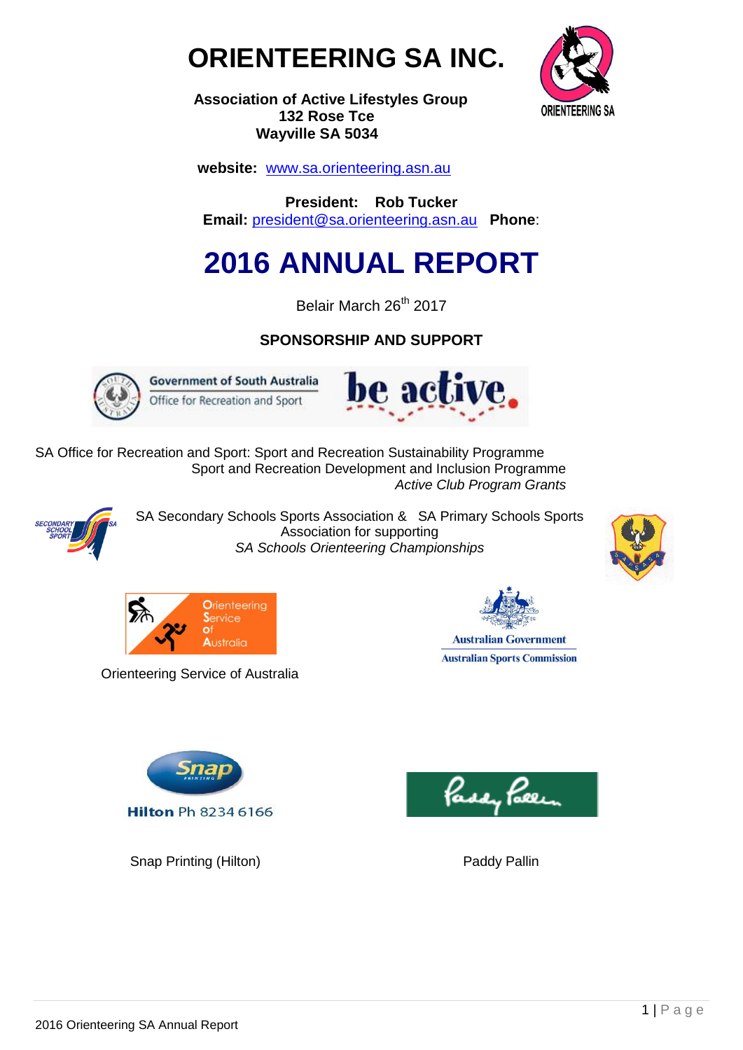# ORIENTEERING SA INC.

**Association of Active Lifestyles Group**
**132 Rose Tce**
**Wayville SA 5034**

**website:** www.sa.orienteering.asn.au

**President: Rob Tucker**
**Email:** president@sa.orienteering.asn.au **Phone**:

# 2016 ANNUAL REPORT

Belair March 26th 2017

## SPONSORSHIP AND SUPPORT

SA Office for Recreation and Sport: Sport and Recreation Sustainability Programme
Sport and Recreation Development and Inclusion Programme
*Active Club Program Grants*

SA Secondary Schools Sports Association & SA Primary Schools Sports Association for supporting
*SA Schools Orienteering Championships*

Orienteering Service of Australia

Australian Government
Australian Sports Commission

Snap Printing (Hilton)

Paddy Pallin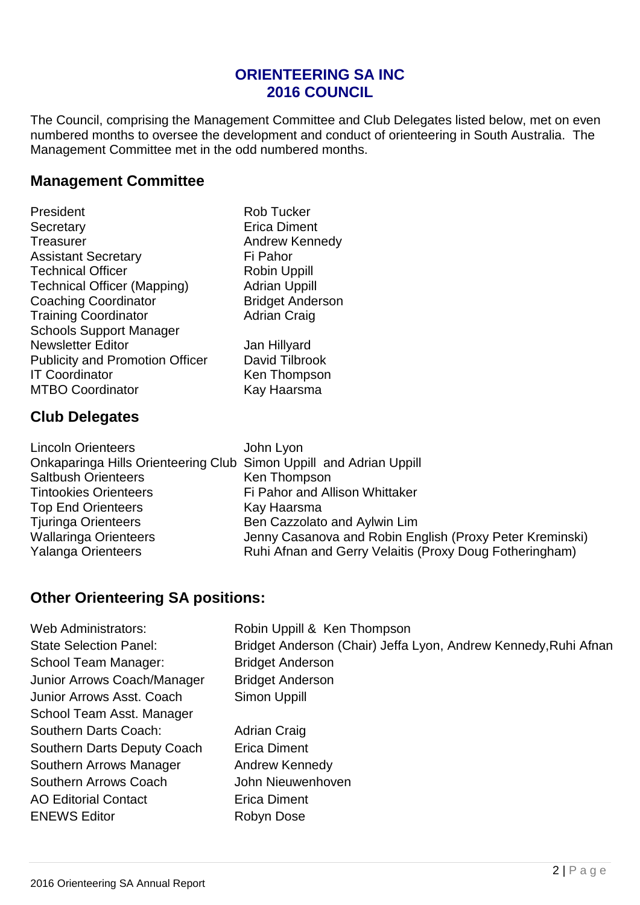# ORIENTEERING SA INC
# 2016 COUNCIL

The Council, comprising the Management Committee and Club Delegates listed below, met on even numbered months to oversee the development and conduct of orienteering in South Australia. The Management Committee met in the odd numbered months.

## Management Committee

| | |
|---|---|
| President | Rob Tucker |
| Secretary | Erica Diment |
| Treasurer | Andrew Kennedy |
| Assistant Secretary | Fi Pahor |
| Technical Officer | Robin Uppill |
| Technical Officer (Mapping) | Adrian Uppill |
| Coaching Coordinator | Bridget Anderson |
| Training Coordinator | Adrian Craig |
| Schools Support Manager | |
| Newsletter Editor | Jan Hillyard |
| Publicity and Promotion Officer | David Tilbrook |
| IT Coordinator | Ken Thompson |
| MTBO Coordinator | Kay Haarsma |

## Club Delegates

| | |
|---|---|
| Lincoln Orienteers | John Lyon |
| Onkaparinga Hills Orienteering Club | Simon Uppill and Adrian Uppill |
| Saltbush Orienteers | Ken Thompson |
| Tintookies Orienteers | Fi Pahor and Allison Whittaker |
| Top End Orienteers | Kay Haarsma |
| Tjuringa Orienteers | Ben Cazzolato and Aylwin Lim |
| Wallaringa Orienteers | Jenny Casanova and Robin English (Proxy Peter Kreminski) |
| Yalanga Orienteers | Ruhi Afnan and Gerry Velaitis (Proxy Doug Fotheringham) |

## Other Orienteering SA positions:

| | |
|---|---|
| Web Administrators: | Robin Uppill & Ken Thompson |
| State Selection Panel: | Bridget Anderson (Chair) Jeffa Lyon, Andrew Kennedy, Ruhi Afnan |
| School Team Manager: | Bridget Anderson |
| Junior Arrows Coach/Manager | Bridget Anderson |
| Junior Arrows Asst. Coach | Simon Uppill |
| School Team Asst. Manager | |
| Southern Darts Coach: | Adrian Craig |
| Southern Darts Deputy Coach | Erica Diment |
| Southern Arrows Manager | Andrew Kennedy |
| Southern Arrows Coach | John Nieuwenhoven |
| AO Editorial Contact | Erica Diment |
| ENEWS Editor | Robyn Dose |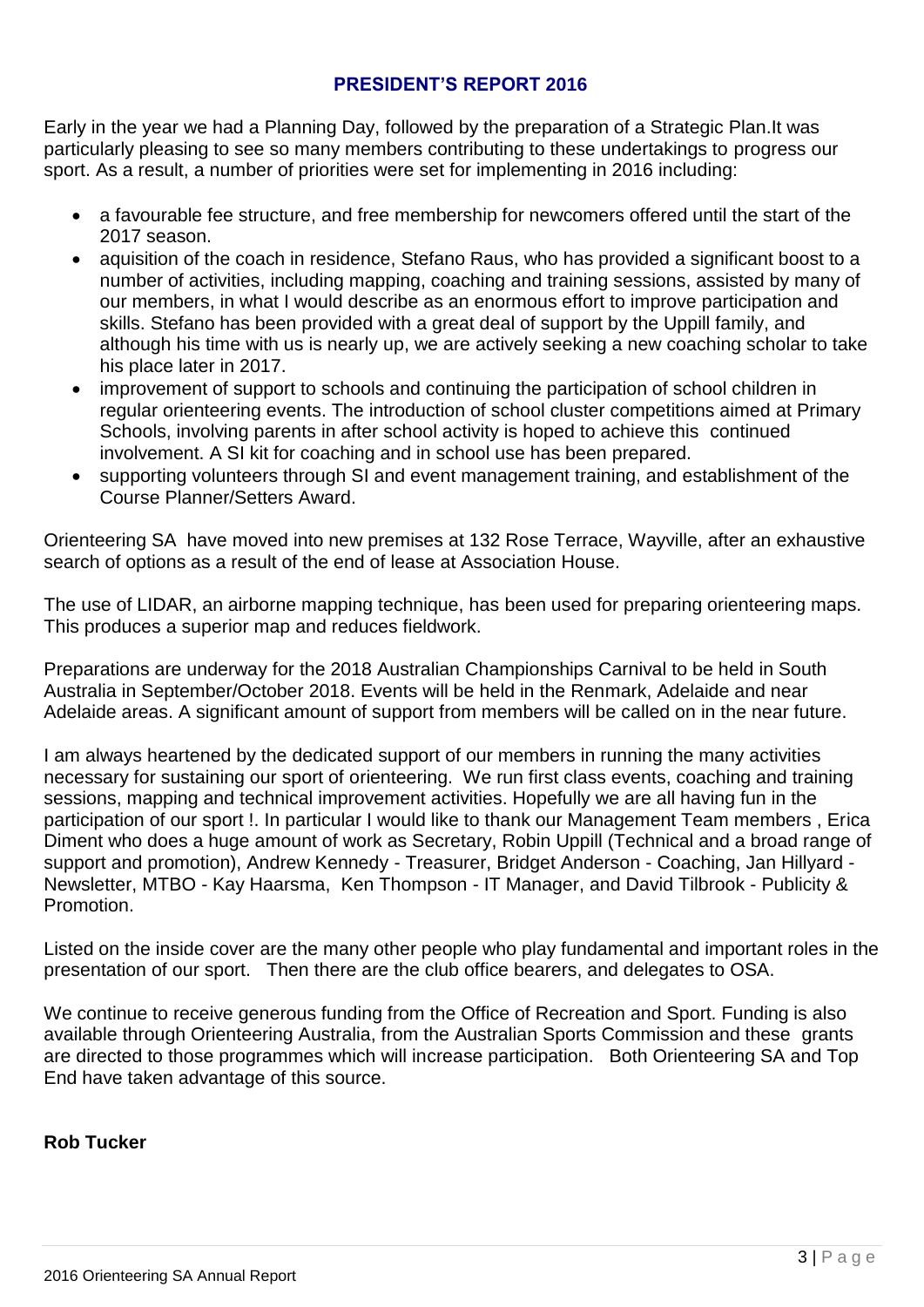## PRESIDENT'S REPORT 2016

Early in the year we had a Planning Day, followed by the preparation of a Strategic Plan.It was particularly pleasing to see so many members contributing to these undertakings to progress our sport. As a result, a number of priorities were set for implementing in 2016 including:

- a favourable fee structure, and free membership for newcomers offered until the start of the 2017 season.
- aquisition of the coach in residence, Stefano Raus, who has provided a significant boost to a number of activities, including mapping, coaching and training sessions, assisted by many of our members, in what I would describe as an enormous effort to improve participation and skills. Stefano has been provided with a great deal of support by the Uppill family, and although his time with us is nearly up, we are actively seeking a new coaching scholar to take his place later in 2017.
- improvement of support to schools and continuing the participation of school children in regular orienteering events. The introduction of school cluster competitions aimed at Primary Schools, involving parents in after school activity is hoped to achieve this continued involvement. A SI kit for coaching and in school use has been prepared.
- supporting volunteers through SI and event management training, and establishment of the Course Planner/Setters Award.

Orienteering SA have moved into new premises at 132 Rose Terrace, Wayville, after an exhaustive search of options as a result of the end of lease at Association House.

The use of LIDAR, an airborne mapping technique, has been used for preparing orienteering maps. This produces a superior map and reduces fieldwork.

Preparations are underway for the 2018 Australian Championships Carnival to be held in South Australia in September/October 2018. Events will be held in the Renmark, Adelaide and near Adelaide areas. A significant amount of support from members will be called on in the near future.

I am always heartened by the dedicated support of our members in running the many activities necessary for sustaining our sport of orienteering. We run first class events, coaching and training sessions, mapping and technical improvement activities. Hopefully we are all having fun in the participation of our sport !. In particular I would like to thank our Management Team members , Erica Diment who does a huge amount of work as Secretary, Robin Uppill (Technical and a broad range of support and promotion), Andrew Kennedy - Treasurer, Bridget Anderson - Coaching, Jan Hillyard - Newsletter, MTBO - Kay Haarsma, Ken Thompson - IT Manager, and David Tilbrook - Publicity & Promotion.

Listed on the inside cover are the many other people who play fundamental and important roles in the presentation of our sport. Then there are the club office bearers, and delegates to OSA.

We continue to receive generous funding from the Office of Recreation and Sport. Funding is also available through Orienteering Australia, from the Australian Sports Commission and these grants are directed to those programmes which will increase participation. Both Orienteering SA and Top End have taken advantage of this source.

**Rob Tucker**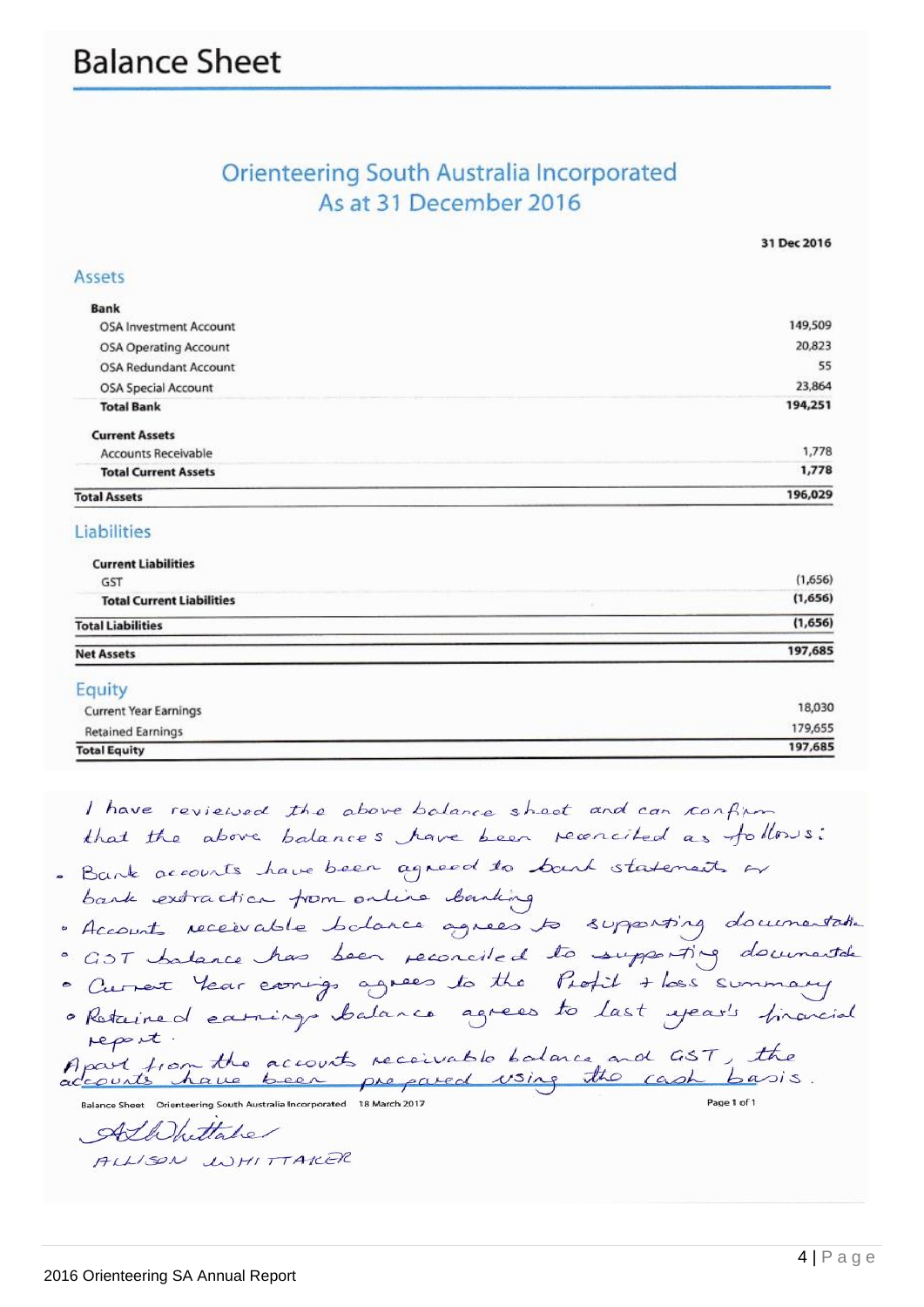# Balance Sheet

## Orienteering South Australia Incorporated
## As at 31 December 2016

| | 31 Dec 2016 |
|---|---|
| **Assets** | |
| **Bank** | |
| OSA Investment Account | 149,509 |
| OSA Operating Account | 20,823 |
| OSA Redundant Account | 55 |
| OSA Special Account | 23,864 |
| **Total Bank** | **194,251** |
| **Current Assets** | |
| Accounts Receivable | 1,778 |
| **Total Current Assets** | **1,778** |
| **Total Assets** | **196,029** |
| **Liabilities** | |
| **Current Liabilities** | |
| GST | (1,656) |
| **Total Current Liabilities** | **(1,656)** |
| **Total Liabilities** | **(1,656)** |
| **Net Assets** | **197,685** |
| **Equity** | |
| Current Year Earnings | 18,030 |
| Retained Earnings | 179,655 |
| **Total Equity** | **197,685** |

I have reviewed the above balance sheet and can confirm that the above balances have been reconciled as follows:

- Bank accounts have been agreed to bank statements or bank extraction from online banking
- Account receivable balance agrees to supporting documentation
- GST balance has been reconciled to supporting documentation
- Current Year earnings agrees to the Profit + loss summary
- Retained earnings balance agrees to last year's financial report.

Apart from the accounts receivable balance and GST, the accounts have been prepared using the cash basis.

Balance Sheet Orienteering South Australia Incorporated 18 March 2017

A L Whittaker

ALLISON WHITTAKER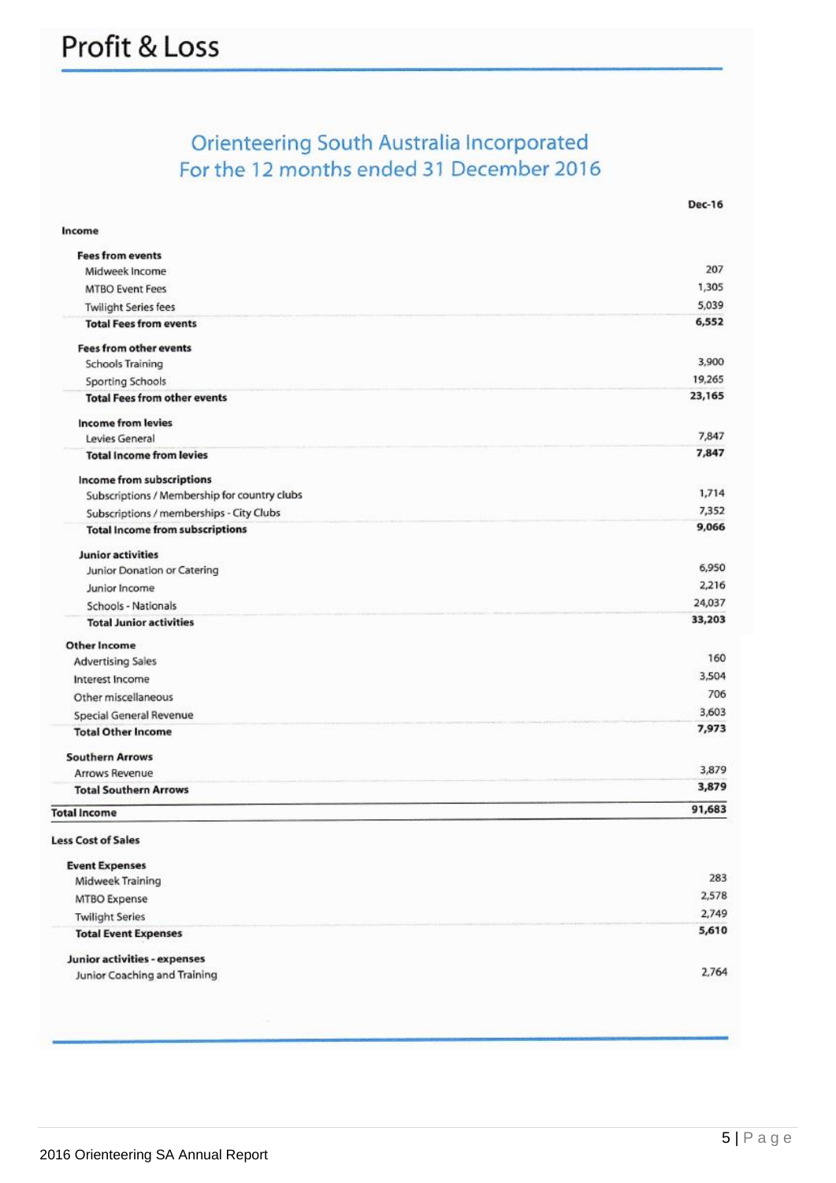# Profit & Loss

## Orienteering South Australia Incorporated
## For the 12 months ended 31 December 2016

| | Dec-16 |
|---|---|
| **Income** | |
| **Fees from events** | |
| Midweek Income | 207 |
| MTBO Event Fees | 1,305 |
| Twilight Series fees | 5,039 |
| **Total Fees from events** | **6,552** |
| **Fees from other events** | |
| Schools Training | 3,900 |
| Sporting Schools | 19,265 |
| **Total Fees from other events** | **23,165** |
| **Income from levies** | |
| Levies General | 7,847 |
| **Total Income from levies** | **7,847** |
| **Income from subscriptions** | |
| Subscriptions / Membership for country clubs | 1,714 |
| Subscriptions / memberships - City Clubs | 7,352 |
| **Total Income from subscriptions** | **9,066** |
| **Junior activities** | |
| Junior Donation or Catering | 6,950 |
| Junior Income | 2,216 |
| Schools - Nationals | 24,037 |
| **Total Junior activities** | **33,203** |
| **Other Income** | |
| Advertising Sales | 160 |
| Interest Income | 3,504 |
| Other miscellaneous | 706 |
| Special General Revenue | 3,603 |
| **Total Other Income** | **7,973** |
| **Southern Arrows** | |
| Arrows Revenue | 3,879 |
| **Total Southern Arrows** | **3,879** |
| **Total Income** | **91,683** |
| **Less Cost of Sales** | |
| **Event Expenses** | |
| Midweek Training | 283 |
| MTBO Expense | 2,578 |
| Twilight Series | 2,749 |
| **Total Event Expenses** | **5,610** |
| **Junior activities - expenses** | |
| Junior Coaching and Training | 2,764 |

2016 Orienteering SA Annual Report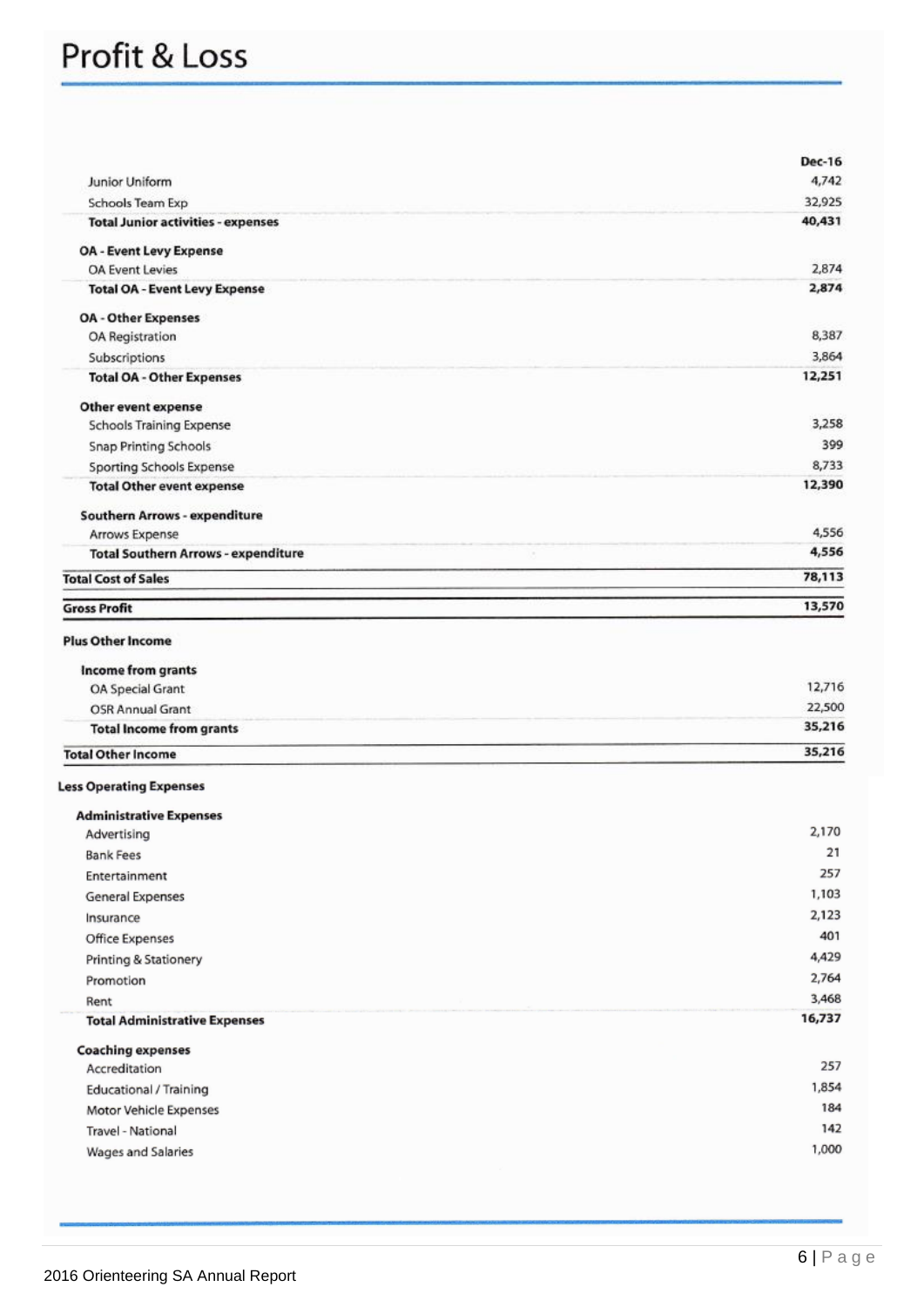# Profit & Loss

| | Dec-16 |
|---|---|
| Junior Uniform | 4,742 |
| Schools Team Exp | 32,925 |
| **Total Junior activities - expenses** | **40,431** |
| **OA - Event Levy Expense** | |
| OA Event Levies | 2,874 |
| **Total OA - Event Levy Expense** | **2,874** |
| **OA - Other Expenses** | |
| OA Registration | 8,387 |
| Subscriptions | 3,864 |
| **Total OA - Other Expenses** | **12,251** |
| **Other event expense** | |
| Schools Training Expense | 3,258 |
| Snap Printing Schools | 399 |
| Sporting Schools Expense | 8,733 |
| **Total Other event expense** | **12,390** |
| **Southern Arrows - expenditure** | |
| Arrows Expense | 4,556 |
| **Total Southern Arrows - expenditure** | **4,556** |
| **Total Cost of Sales** | **78,113** |
| **Gross Profit** | **13,570** |
| **Plus Other Income** | |
| **Income from grants** | |
| OA Special Grant | 12,716 |
| OSR Annual Grant | 22,500 |
| **Total Income from grants** | **35,216** |
| **Total Other Income** | **35,216** |
| **Less Operating Expenses** | |
| **Administrative Expenses** | |
| Advertising | 2,170 |
| Bank Fees | 21 |
| Entertainment | 257 |
| General Expenses | 1,103 |
| Insurance | 2,123 |
| Office Expenses | 401 |
| Printing & Stationery | 4,429 |
| Promotion | 2,764 |
| Rent | 3,468 |
| **Total Administrative Expenses** | **16,737** |
| **Coaching expenses** | |
| Accreditation | 257 |
| Educational / Training | 1,854 |
| Motor Vehicle Expenses | 184 |
| Travel - National | 142 |
| Wages and Salaries | 1,000 |

2016 Orienteering SA Annual Report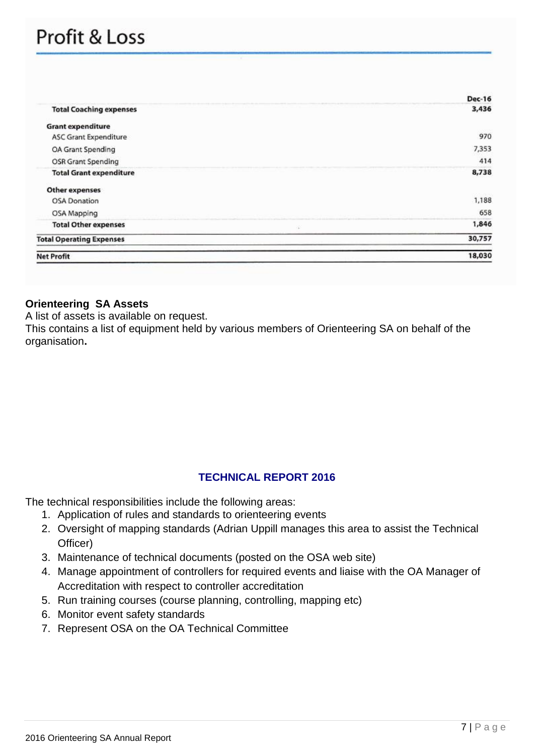# Profit & Loss

| | Dec-16 |
|---|---|
| **Total Coaching expenses** | **3,436** |
| **Grant expenditure** | |
| ASC Grant Expenditure | 970 |
| OA Grant Spending | 7,353 |
| OSR Grant Spending | 414 |
| **Total Grant expenditure** | **8,738** |
| **Other expenses** | |
| OSA Donation | 1,188 |
| OSA Mapping | 658 |
| **Total Other expenses** | **1,846** |
| **Total Operating Expenses** | **30,757** |
| **Net Profit** | **18,030** |

**Orienteering SA Assets**

A list of assets is available on request.

This contains a list of equipment held by various members of Orienteering SA on behalf of the organisation**.**

## TECHNICAL REPORT 2016

The technical responsibilities include the following areas:

1. Application of rules and standards to orienteering events
2. Oversight of mapping standards (Adrian Uppill manages this area to assist the Technical Officer)
3. Maintenance of technical documents (posted on the OSA web site)
4. Manage appointment of controllers for required events and liaise with the OA Manager of Accreditation with respect to controller accreditation
5. Run training courses (course planning, controlling, mapping etc)
6. Monitor event safety standards
7. Represent OSA on the OA Technical Committee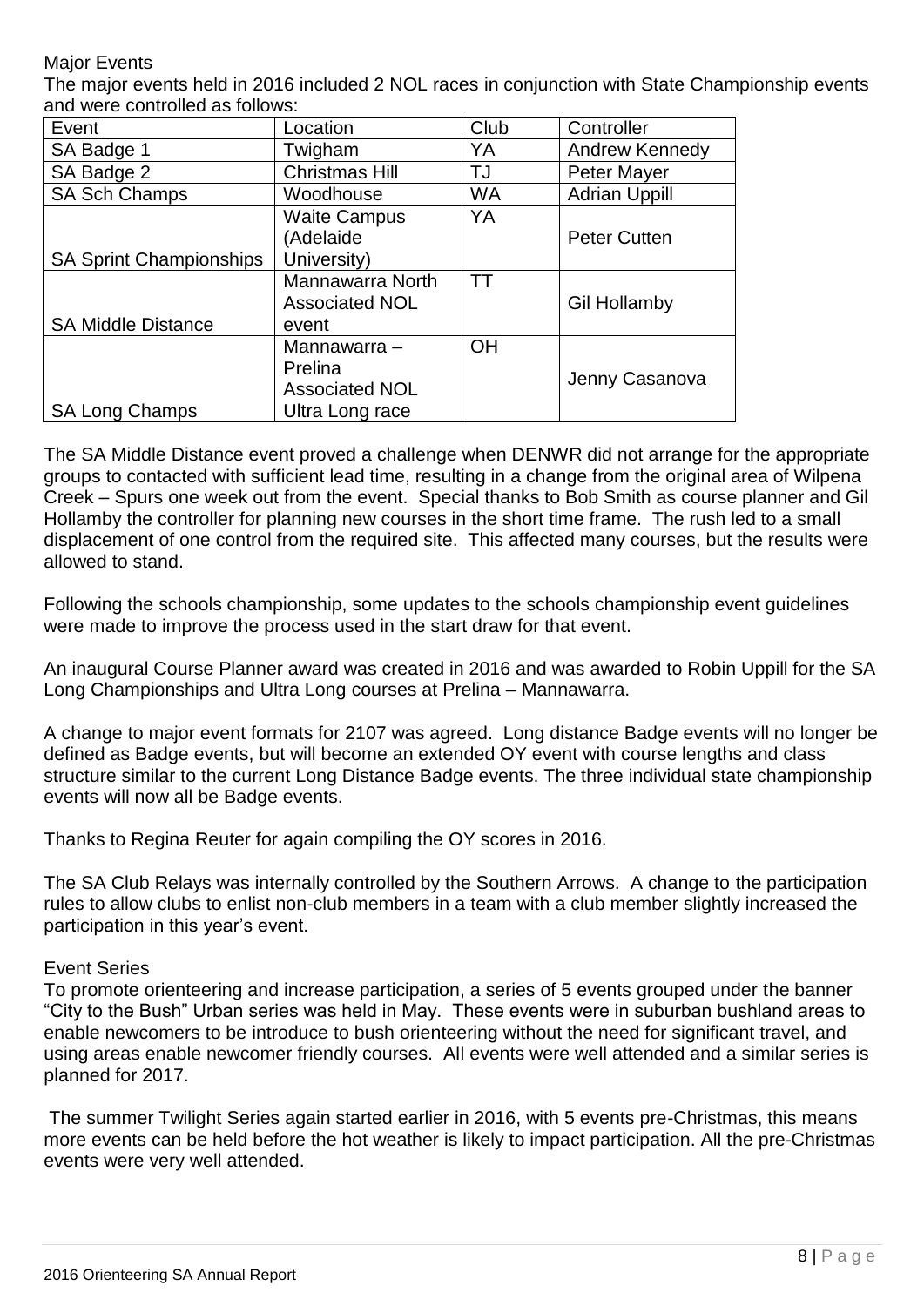## Major Events

The major events held in 2016 included 2 NOL races in conjunction with State Championship events and were controlled as follows:

| Event | Location | Club | Controller |
|---|---|---|---|
| SA Badge 1 | Twigham | YA | Andrew Kennedy |
| SA Badge 2 | Christmas Hill | TJ | Peter Mayer |
| SA Sch Champs | Woodhouse | WA | Adrian Uppill |
| SA Sprint Championships | Waite Campus (Adelaide University) | YA | Peter Cutten |
| SA Middle Distance | Mannawarra North Associated NOL event | TT | Gil Hollamby |
| SA Long Champs | Mannawarra – Prelina Associated NOL Ultra Long race | OH | Jenny Casanova |

The SA Middle Distance event proved a challenge when DENWR did not arrange for the appropriate groups to contacted with sufficient lead time, resulting in a change from the original area of Wilpena Creek – Spurs one week out from the event. Special thanks to Bob Smith as course planner and Gil Hollamby the controller for planning new courses in the short time frame. The rush led to a small displacement of one control from the required site. This affected many courses, but the results were allowed to stand.

Following the schools championship, some updates to the schools championship event guidelines were made to improve the process used in the start draw for that event.

An inaugural Course Planner award was created in 2016 and was awarded to Robin Uppill for the SA Long Championships and Ultra Long courses at Prelina – Mannawarra.

A change to major event formats for 2107 was agreed. Long distance Badge events will no longer be defined as Badge events, but will become an extended OY event with course lengths and class structure similar to the current Long Distance Badge events. The three individual state championship events will now all be Badge events.

Thanks to Regina Reuter for again compiling the OY scores in 2016.

The SA Club Relays was internally controlled by the Southern Arrows. A change to the participation rules to allow clubs to enlist non-club members in a team with a club member slightly increased the participation in this year's event.

## Event Series

To promote orienteering and increase participation, a series of 5 events grouped under the banner "City to the Bush" Urban series was held in May. These events were in suburban bushland areas to enable newcomers to be introduce to bush orienteering without the need for significant travel, and using areas enable newcomer friendly courses. All events were well attended and a similar series is planned for 2017.

The summer Twilight Series again started earlier in 2016, with 5 events pre-Christmas, this means more events can be held before the hot weather is likely to impact participation. All the pre-Christmas events were very well attended.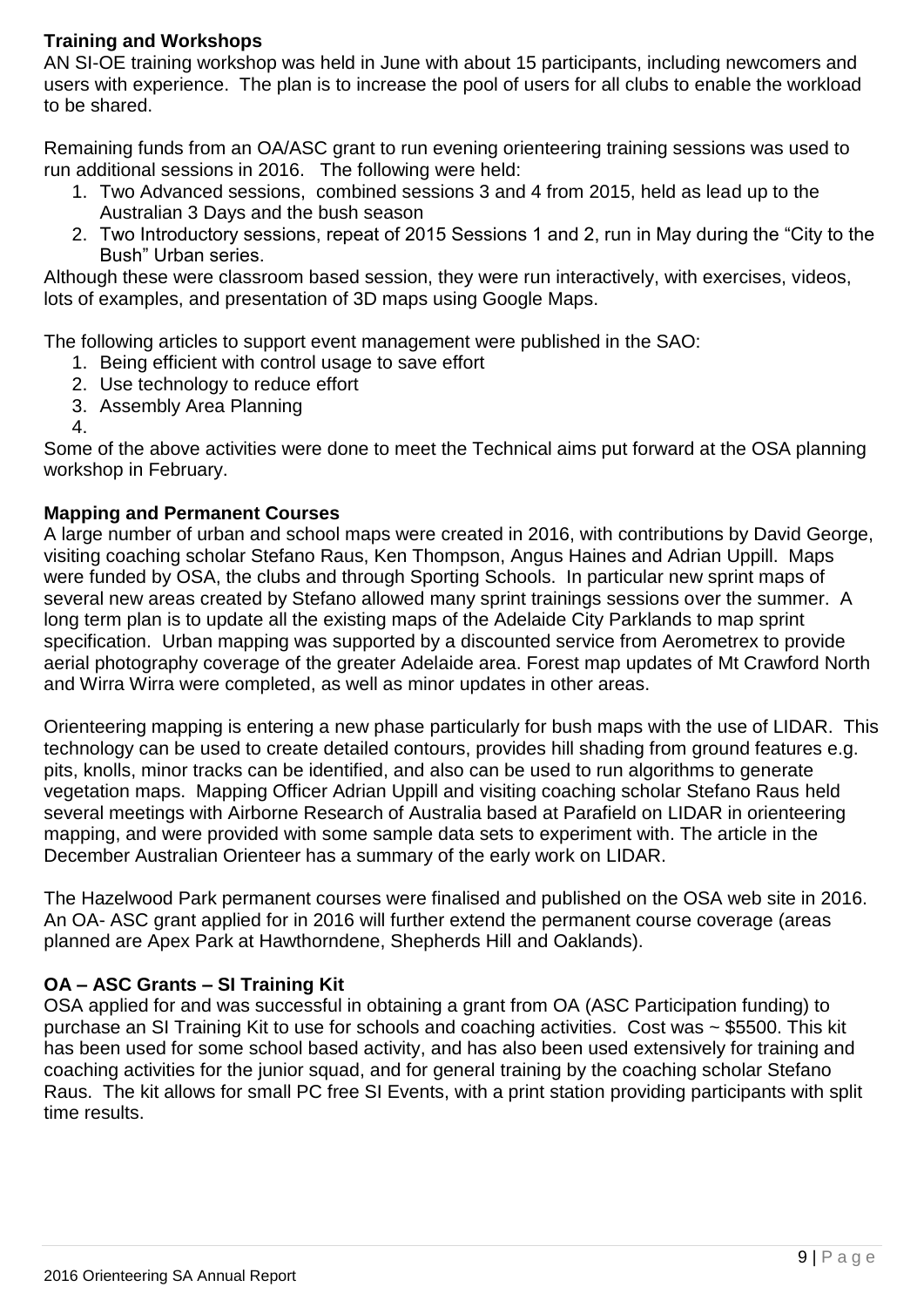**Training and Workshops**

AN SI-OE training workshop was held in June with about 15 participants, including newcomers and users with experience. The plan is to increase the pool of users for all clubs to enable the workload to be shared.

Remaining funds from an OA/ASC grant to run evening orienteering training sessions was used to run additional sessions in 2016. The following were held:

1. Two Advanced sessions, combined sessions 3 and 4 from 2015, held as lead up to the Australian 3 Days and the bush season
2. Two Introductory sessions, repeat of 2015 Sessions 1 and 2, run in May during the "City to the Bush" Urban series.

Although these were classroom based session, they were run interactively, with exercises, videos, lots of examples, and presentation of 3D maps using Google Maps.

The following articles to support event management were published in the SAO:

1. Being efficient with control usage to save effort
2. Use technology to reduce effort
3. Assembly Area Planning
4. 

Some of the above activities were done to meet the Technical aims put forward at the OSA planning workshop in February.

**Mapping and Permanent Courses**

A large number of urban and school maps were created in 2016, with contributions by David George, visiting coaching scholar Stefano Raus, Ken Thompson, Angus Haines and Adrian Uppill. Maps were funded by OSA, the clubs and through Sporting Schools. In particular new sprint maps of several new areas created by Stefano allowed many sprint trainings sessions over the summer. A long term plan is to update all the existing maps of the Adelaide City Parklands to map sprint specification. Urban mapping was supported by a discounted service from Aerometrex to provide aerial photography coverage of the greater Adelaide area. Forest map updates of Mt Crawford North and Wirra Wirra were completed, as well as minor updates in other areas.

Orienteering mapping is entering a new phase particularly for bush maps with the use of LIDAR. This technology can be used to create detailed contours, provides hill shading from ground features e.g. pits, knolls, minor tracks can be identified, and also can be used to run algorithms to generate vegetation maps. Mapping Officer Adrian Uppill and visiting coaching scholar Stefano Raus held several meetings with Airborne Research of Australia based at Parafield on LIDAR in orienteering mapping, and were provided with some sample data sets to experiment with. The article in the December Australian Orienteer has a summary of the early work on LIDAR.

The Hazelwood Park permanent courses were finalised and published on the OSA web site in 2016. An OA- ASC grant applied for in 2016 will further extend the permanent course coverage (areas planned are Apex Park at Hawthorndene, Shepherds Hill and Oaklands).

**OA – ASC Grants – SI Training Kit**

OSA applied for and was successful in obtaining a grant from OA (ASC Participation funding) to purchase an SI Training Kit to use for schools and coaching activities. Cost was ~ $5500. This kit has been used for some school based activity, and has also been used extensively for training and coaching activities for the junior squad, and for general training by the coaching scholar Stefano Raus. The kit allows for small PC free SI Events, with a print station providing participants with split time results.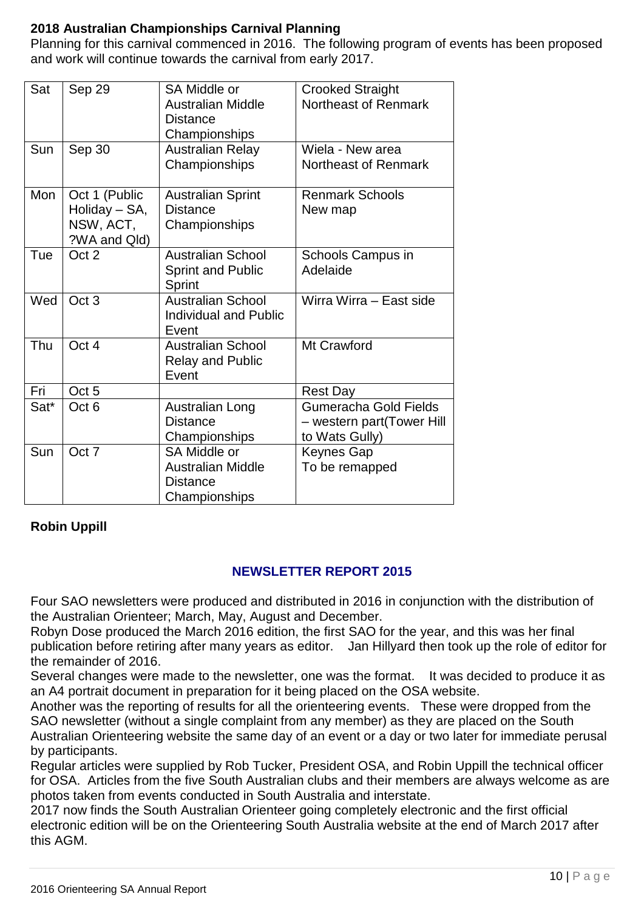**2018 Australian Championships Carnival Planning**

Planning for this carnival commenced in 2016. The following program of events has been proposed and work will continue towards the carnival from early 2017.

| | | | |
|---|---|---|---|
| Sat | Sep 29 | SA Middle or Australian Middle Distance Championships | Crooked Straight Northeast of Renmark |
| Sun | Sep 30 | Australian Relay Championships | Wiela - New area Northeast of Renmark |
| Mon | Oct 1 (Public Holiday – SA, NSW, ACT, ?WA and Qld) | Australian Sprint Distance Championships | Renmark Schools New map |
| Tue | Oct 2 | Australian School Sprint and Public Sprint | Schools Campus in Adelaide |
| Wed | Oct 3 | Australian School Individual and Public Event | Wirra Wirra – East side |
| Thu | Oct 4 | Australian School Relay and Public Event | Mt Crawford |
| Fri | Oct 5 | | Rest Day |
| Sat* | Oct 6 | Australian Long Distance Championships | Gumeracha Gold Fields – western part(Tower Hill to Wats Gully) |
| Sun | Oct 7 | SA Middle or Australian Middle Distance Championships | Keynes Gap To be remapped |

**Robin Uppill**

## NEWSLETTER REPORT 2015

Four SAO newsletters were produced and distributed in 2016 in conjunction with the distribution of the Australian Orienteer; March, May, August and December.

Robyn Dose produced the March 2016 edition, the first SAO for the year, and this was her final publication before retiring after many years as editor. Jan Hillyard then took up the role of editor for the remainder of 2016.

Several changes were made to the newsletter, one was the format. It was decided to produce it as an A4 portrait document in preparation for it being placed on the OSA website.

Another was the reporting of results for all the orienteering events. These were dropped from the SAO newsletter (without a single complaint from any member) as they are placed on the South Australian Orienteering website the same day of an event or a day or two later for immediate perusal by participants.

Regular articles were supplied by Rob Tucker, President OSA, and Robin Uppill the technical officer for OSA. Articles from the five South Australian clubs and their members are always welcome as are photos taken from events conducted in South Australia and interstate.

2017 now finds the South Australian Orienteer going completely electronic and the first official electronic edition will be on the Orienteering South Australia website at the end of March 2017 after this AGM.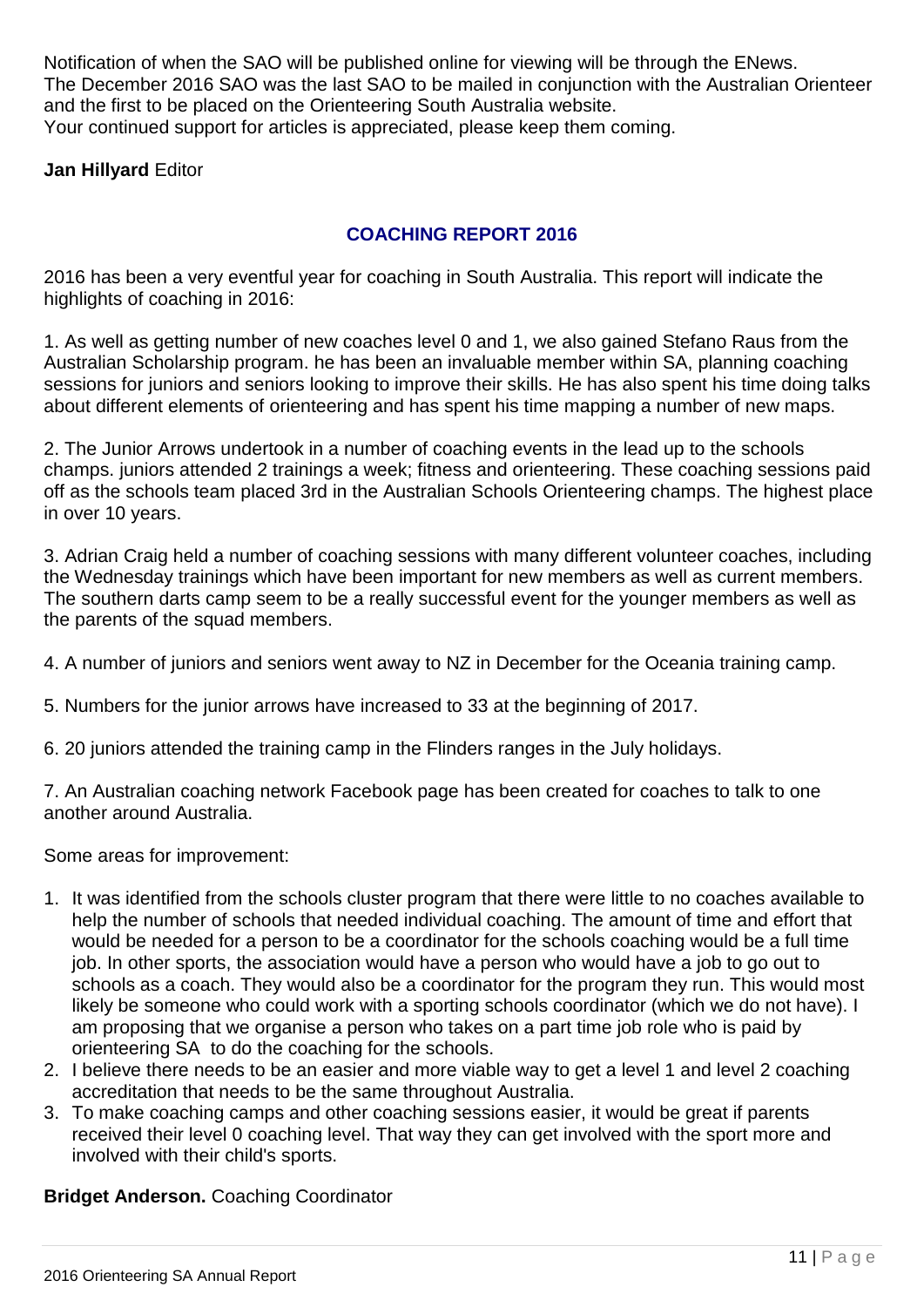Notification of when the SAO will be published online for viewing will be through the ENews.
The December 2016 SAO was the last SAO to be mailed in conjunction with the Australian Orienteer and the first to be placed on the Orienteering South Australia website.
Your continued support for articles is appreciated, please keep them coming.

**Jan Hillyard** Editor

## COACHING REPORT 2016

2016 has been a very eventful year for coaching in South Australia. This report will indicate the highlights of coaching in 2016:

1. As well as getting number of new coaches level 0 and 1, we also gained Stefano Raus from the Australian Scholarship program. he has been an invaluable member within SA, planning coaching sessions for juniors and seniors looking to improve their skills. He has also spent his time doing talks about different elements of orienteering and has spent his time mapping a number of new maps.

2. The Junior Arrows undertook in a number of coaching events in the lead up to the schools champs. juniors attended 2 trainings a week; fitness and orienteering. These coaching sessions paid off as the schools team placed 3rd in the Australian Schools Orienteering champs. The highest place in over 10 years.

3. Adrian Craig held a number of coaching sessions with many different volunteer coaches, including the Wednesday trainings which have been important for new members as well as current members. The southern darts camp seem to be a really successful event for the younger members as well as the parents of the squad members.

4. A number of juniors and seniors went away to NZ in December for the Oceania training camp.

5. Numbers for the junior arrows have increased to 33 at the beginning of 2017.

6. 20 juniors attended the training camp in the Flinders ranges in the July holidays.

7. An Australian coaching network Facebook page has been created for coaches to talk to one another around Australia.

Some areas for improvement:

1. It was identified from the schools cluster program that there were little to no coaches available to help the number of schools that needed individual coaching. The amount of time and effort that would be needed for a person to be a coordinator for the schools coaching would be a full time job. In other sports, the association would have a person who would have a job to go out to schools as a coach. They would also be a coordinator for the program they run. This would most likely be someone who could work with a sporting schools coordinator (which we do not have). I am proposing that we organise a person who takes on a part time job role who is paid by orienteering SA to do the coaching for the schools.
2. I believe there needs to be an easier and more viable way to get a level 1 and level 2 coaching accreditation that needs to be the same throughout Australia.
3. To make coaching camps and other coaching sessions easier, it would be great if parents received their level 0 coaching level. That way they can get involved with the sport more and involved with their child's sports.

**Bridget Anderson.** Coaching Coordinator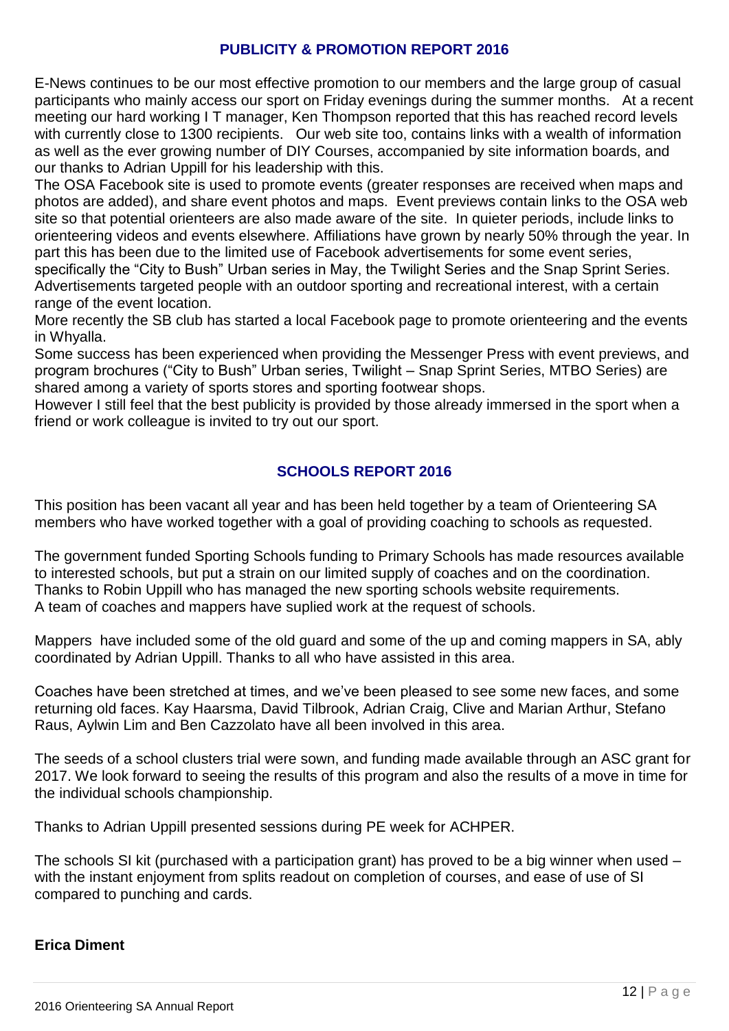## PUBLICITY & PROMOTION REPORT 2016

E-News continues to be our most effective promotion to our members and the large group of casual participants who mainly access our sport on Friday evenings during the summer months. At a recent meeting our hard working I T manager, Ken Thompson reported that this has reached record levels with currently close to 1300 recipients. Our web site too, contains links with a wealth of information as well as the ever growing number of DIY Courses, accompanied by site information boards, and our thanks to Adrian Uppill for his leadership with this.

The OSA Facebook site is used to promote events (greater responses are received when maps and photos are added), and share event photos and maps. Event previews contain links to the OSA web site so that potential orienteers are also made aware of the site. In quieter periods, include links to orienteering videos and events elsewhere. Affiliations have grown by nearly 50% through the year. In part this has been due to the limited use of Facebook advertisements for some event series, specifically the "City to Bush" Urban series in May, the Twilight Series and the Snap Sprint Series. Advertisements targeted people with an outdoor sporting and recreational interest, with a certain range of the event location.

More recently the SB club has started a local Facebook page to promote orienteering and the events in Whyalla.

Some success has been experienced when providing the Messenger Press with event previews, and program brochures ("City to Bush" Urban series, Twilight – Snap Sprint Series, MTBO Series) are shared among a variety of sports stores and sporting footwear shops.

However I still feel that the best publicity is provided by those already immersed in the sport when a friend or work colleague is invited to try out our sport.

## SCHOOLS REPORT 2016

This position has been vacant all year and has been held together by a team of Orienteering SA members who have worked together with a goal of providing coaching to schools as requested.

The government funded Sporting Schools funding to Primary Schools has made resources available to interested schools, but put a strain on our limited supply of coaches and on the coordination. Thanks to Robin Uppill who has managed the new sporting schools website requirements.
A team of coaches and mappers have suplied work at the request of schools.

Mappers have included some of the old guard and some of the up and coming mappers in SA, ably coordinated by Adrian Uppill. Thanks to all who have assisted in this area.

Coaches have been stretched at times, and we've been pleased to see some new faces, and some returning old faces. Kay Haarsma, David Tilbrook, Adrian Craig, Clive and Marian Arthur, Stefano Raus, Aylwin Lim and Ben Cazzolato have all been involved in this area.

The seeds of a school clusters trial were sown, and funding made available through an ASC grant for 2017. We look forward to seeing the results of this program and also the results of a move in time for the individual schools championship.

Thanks to Adrian Uppill presented sessions during PE week for ACHPER.

The schools SI kit (purchased with a participation grant) has proved to be a big winner when used – with the instant enjoyment from splits readout on completion of courses, and ease of use of SI compared to punching and cards.

**Erica Diment**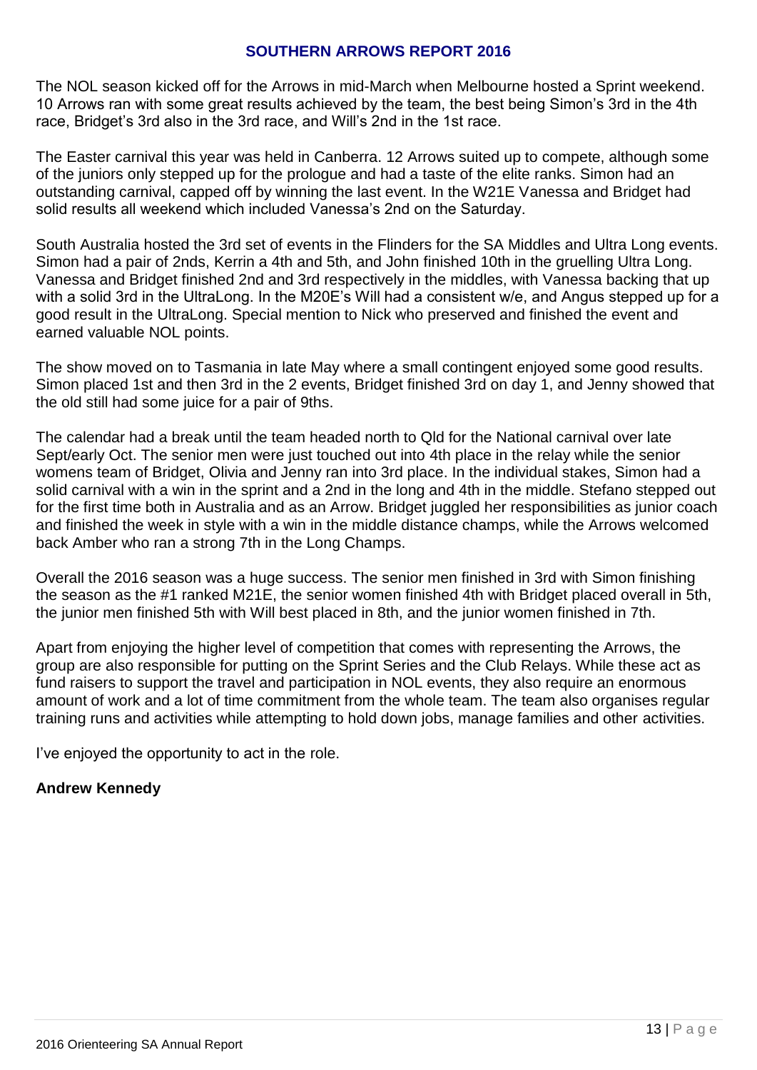## SOUTHERN ARROWS REPORT 2016

The NOL season kicked off for the Arrows in mid-March when Melbourne hosted a Sprint weekend. 10 Arrows ran with some great results achieved by the team, the best being Simon's 3rd in the 4th race, Bridget's 3rd also in the 3rd race, and Will's 2nd in the 1st race.

The Easter carnival this year was held in Canberra. 12 Arrows suited up to compete, although some of the juniors only stepped up for the prologue and had a taste of the elite ranks. Simon had an outstanding carnival, capped off by winning the last event. In the W21E Vanessa and Bridget had solid results all weekend which included Vanessa's 2nd on the Saturday.

South Australia hosted the 3rd set of events in the Flinders for the SA Middles and Ultra Long events. Simon had a pair of 2nds, Kerrin a 4th and 5th, and John finished 10th in the gruelling Ultra Long. Vanessa and Bridget finished 2nd and 3rd respectively in the middles, with Vanessa backing that up with a solid 3rd in the UltraLong. In the M20E's Will had a consistent w/e, and Angus stepped up for a good result in the UltraLong. Special mention to Nick who preserved and finished the event and earned valuable NOL points.

The show moved on to Tasmania in late May where a small contingent enjoyed some good results. Simon placed 1st and then 3rd in the 2 events, Bridget finished 3rd on day 1, and Jenny showed that the old still had some juice for a pair of 9ths.

The calendar had a break until the team headed north to Qld for the National carnival over late Sept/early Oct. The senior men were just touched out into 4th place in the relay while the senior womens team of Bridget, Olivia and Jenny ran into 3rd place. In the individual stakes, Simon had a solid carnival with a win in the sprint and a 2nd in the long and 4th in the middle. Stefano stepped out for the first time both in Australia and as an Arrow. Bridget juggled her responsibilities as junior coach and finished the week in style with a win in the middle distance champs, while the Arrows welcomed back Amber who ran a strong 7th in the Long Champs.

Overall the 2016 season was a huge success. The senior men finished in 3rd with Simon finishing the season as the #1 ranked M21E, the senior women finished 4th with Bridget placed overall in 5th, the junior men finished 5th with Will best placed in 8th, and the junior women finished in 7th.

Apart from enjoying the higher level of competition that comes with representing the Arrows, the group are also responsible for putting on the Sprint Series and the Club Relays. While these act as fund raisers to support the travel and participation in NOL events, they also require an enormous amount of work and a lot of time commitment from the whole team. The team also organises regular training runs and activities while attempting to hold down jobs, manage families and other activities.

I've enjoyed the opportunity to act in the role.

**Andrew Kennedy**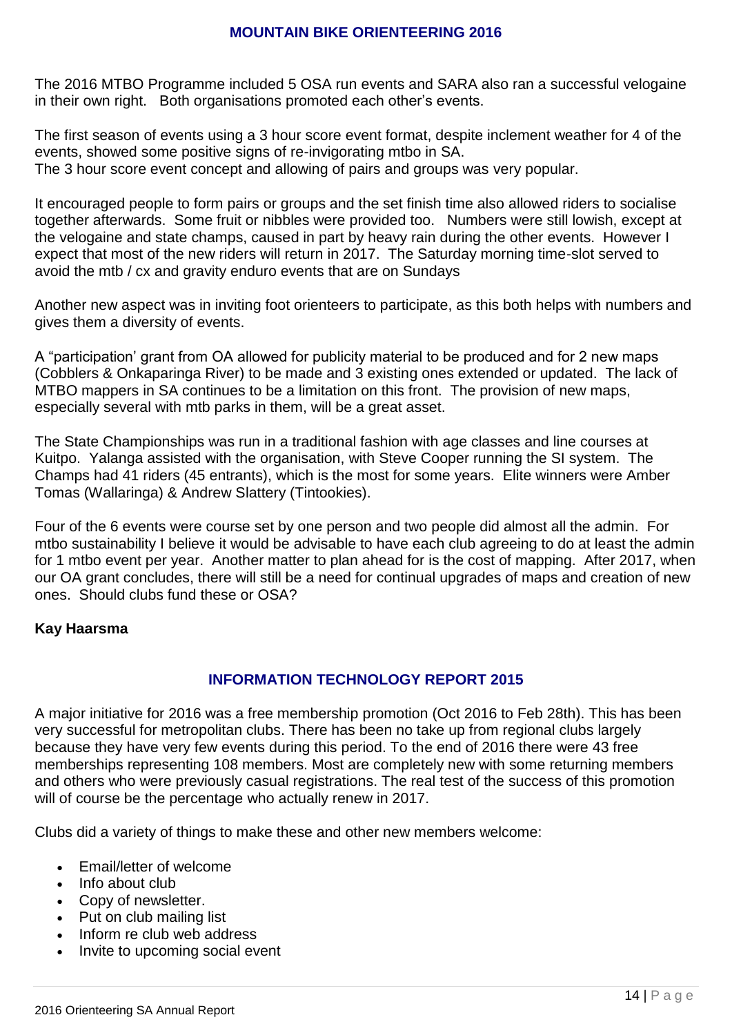## MOUNTAIN BIKE ORIENTEERING 2016

The 2016 MTBO Programme included 5 OSA run events and SARA also ran a successful velogaine in their own right. Both organisations promoted each other's events.

The first season of events using a 3 hour score event format, despite inclement weather for 4 of the events, showed some positive signs of re-invigorating mtbo in SA.
The 3 hour score event concept and allowing of pairs and groups was very popular.

It encouraged people to form pairs or groups and the set finish time also allowed riders to socialise together afterwards. Some fruit or nibbles were provided too. Numbers were still lowish, except at the velogaine and state champs, caused in part by heavy rain during the other events. However I expect that most of the new riders will return in 2017. The Saturday morning time-slot served to avoid the mtb / cx and gravity enduro events that are on Sundays

Another new aspect was in inviting foot orienteers to participate, as this both helps with numbers and gives them a diversity of events.

A "participation' grant from OA allowed for publicity material to be produced and for 2 new maps (Cobblers & Onkaparinga River) to be made and 3 existing ones extended or updated. The lack of MTBO mappers in SA continues to be a limitation on this front. The provision of new maps, especially several with mtb parks in them, will be a great asset.

The State Championships was run in a traditional fashion with age classes and line courses at Kuitpo. Yalanga assisted with the organisation, with Steve Cooper running the SI system. The Champs had 41 riders (45 entrants), which is the most for some years. Elite winners were Amber Tomas (Wallaringa) & Andrew Slattery (Tintookies).

Four of the 6 events were course set by one person and two people did almost all the admin. For mtbo sustainability I believe it would be advisable to have each club agreeing to do at least the admin for 1 mtbo event per year. Another matter to plan ahead for is the cost of mapping. After 2017, when our OA grant concludes, there will still be a need for continual upgrades of maps and creation of new ones. Should clubs fund these or OSA?

**Kay Haarsma**

## INFORMATION TECHNOLOGY REPORT 2015

A major initiative for 2016 was a free membership promotion (Oct 2016 to Feb 28th). This has been very successful for metropolitan clubs. There has been no take up from regional clubs largely because they have very few events during this period. To the end of 2016 there were 43 free memberships representing 108 members. Most are completely new with some returning members and others who were previously casual registrations. The real test of the success of this promotion will of course be the percentage who actually renew in 2017.

Clubs did a variety of things to make these and other new members welcome:

- Email/letter of welcome
- Info about club
- Copy of newsletter.
- Put on club mailing list
- Inform re club web address
- Invite to upcoming social event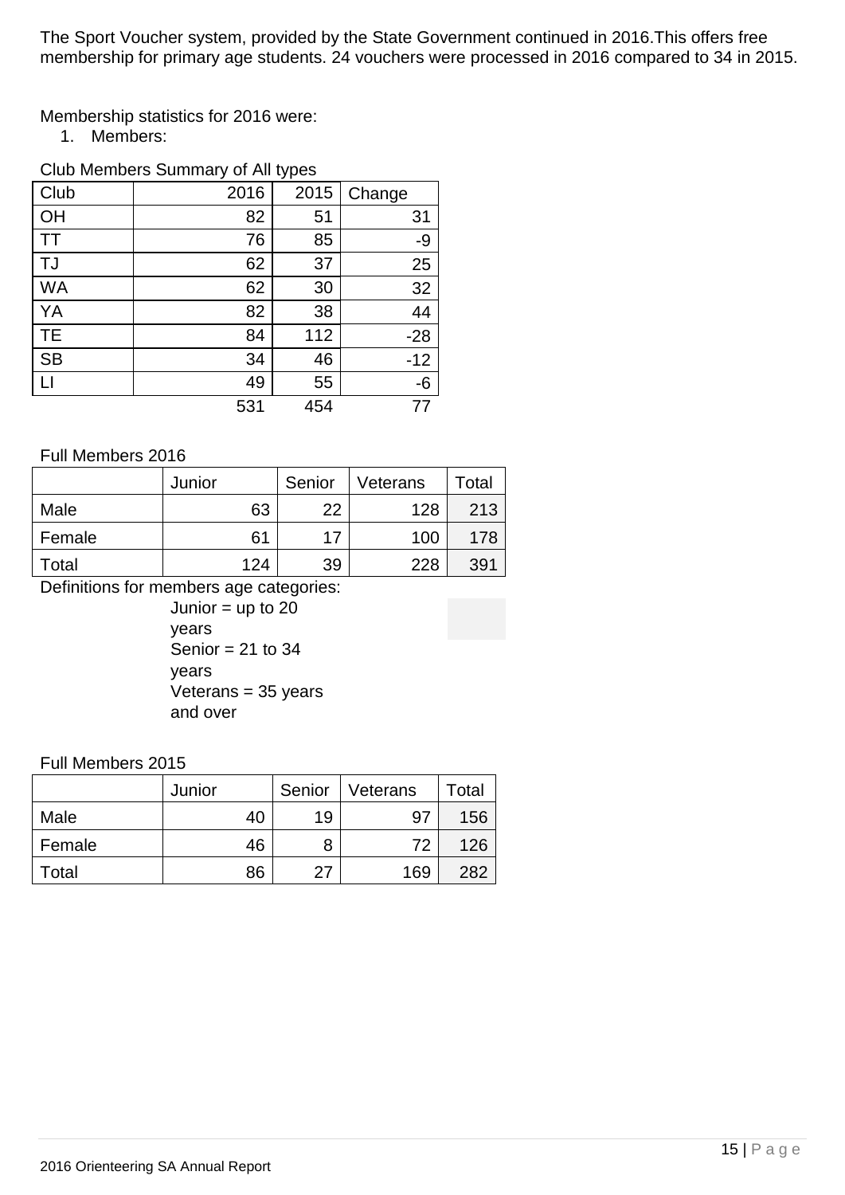The Sport Voucher system, provided by the State Government continued in 2016.This offers free membership for primary age students. 24 vouchers were processed in 2016 compared to 34 in 2015.

Membership statistics for 2016 were:

1. Members:

Club Members Summary of All types

| Club | 2016 | 2015 | Change |
|---|---|---|---|
| OH | 82 | 51 | 31 |
| TT | 76 | 85 | -9 |
| TJ | 62 | 37 | 25 |
| WA | 62 | 30 | 32 |
| YA | 82 | 38 | 44 |
| TE | 84 | 112 | -28 |
| SB | 34 | 46 | -12 |
| LI | 49 | 55 | -6 |
| | 531 | 454 | 77 |

Full Members 2016

| | Junior | Senior | Veterans | Total |
|---|---|---|---|---|
| Male | 63 | 22 | 128 | 213 |
| Female | 61 | 17 | 100 | 178 |
| Total | 124 | 39 | 228 | 391 |

Definitions for members age categories:

Junior = up to 20 years
Senior = 21 to 34 years
Veterans = 35 years and over

Full Members 2015

| | Junior | Senior | Veterans | Total |
|---|---|---|---|---|
| Male | 40 | 19 | 97 | 156 |
| Female | 46 | 8 | 72 | 126 |
| Total | 86 | 27 | 169 | 282 |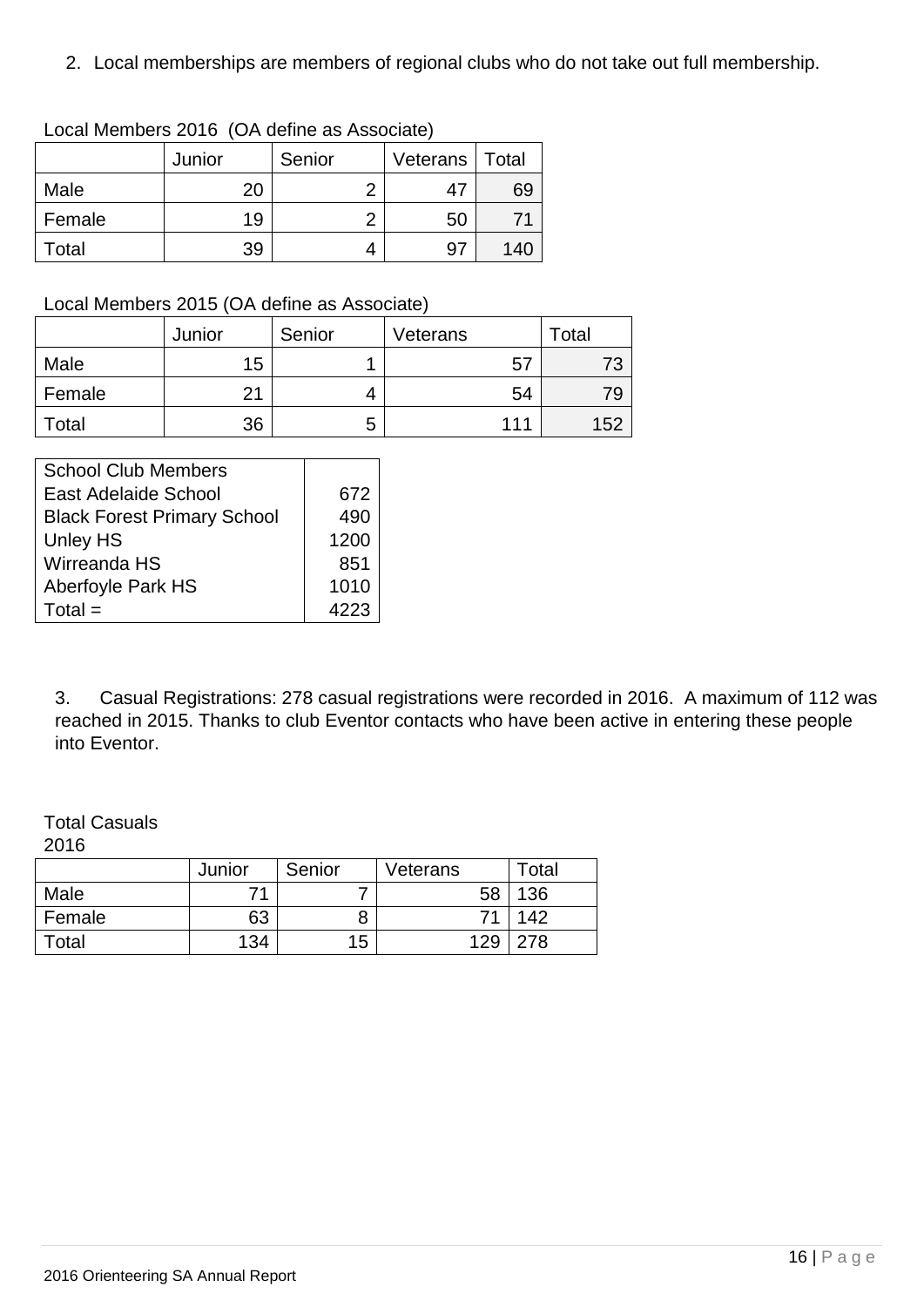2. Local memberships are members of regional clubs who do not take out full membership.

Local Members 2016 (OA define as Associate)

| | Junior | Senior | Veterans | Total |
|---|---|---|---|---|
| Male | 20 | 2 | 47 | 69 |
| Female | 19 | 2 | 50 | 71 |
| Total | 39 | 4 | 97 | 140 |

Local Members 2015 (OA define as Associate)

| | Junior | Senior | Veterans | Total |
|---|---|---|---|---|
| Male | 15 | 1 | 57 | 73 |
| Female | 21 | 4 | 54 | 79 |
| Total | 36 | 5 | 111 | 152 |

| School Club Members | |
|---|---|
| East Adelaide School | 672 |
| Black Forest Primary School | 490 |
| Unley HS | 1200 |
| Wirreanda HS | 851 |
| Aberfoyle Park HS | 1010 |
| Total = | 4223 |

3. Casual Registrations: 278 casual registrations were recorded in 2016. A maximum of 112 was reached in 2015. Thanks to club Eventor contacts who have been active in entering these people into Eventor.

Total Casuals 2016

| | Junior | Senior | Veterans | Total |
|---|---|---|---|---|
| Male | 71 | 7 | 58 | 136 |
| Female | 63 | 8 | 71 | 142 |
| Total | 134 | 15 | 129 | 278 |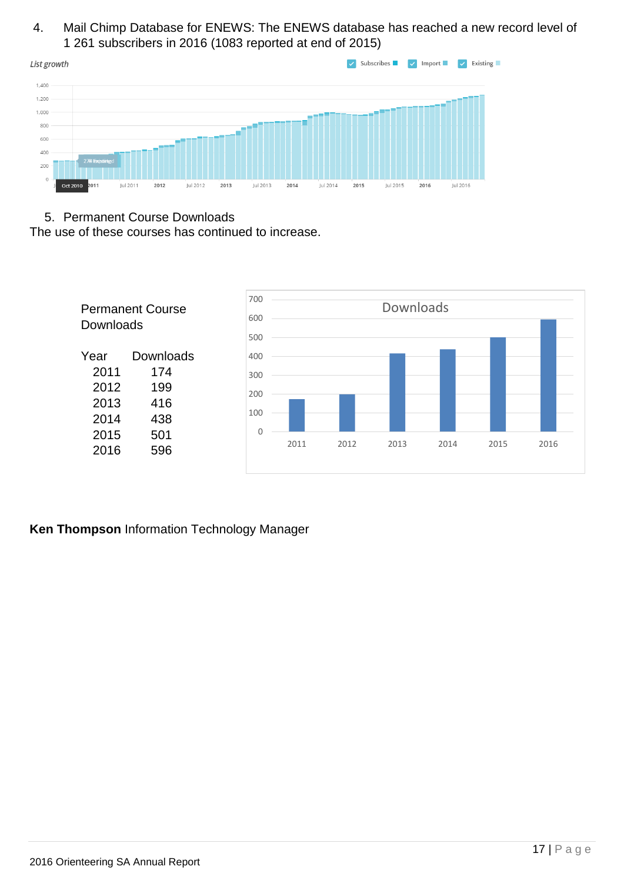4. Mail Chimp Database for ENEWS: The ENEWS database has reached a new record level of 1 261 subscribers in 2016 (1083 reported at end of 2015)

5. Permanent Course Downloads

The use of these courses has continued to increase.

Permanent Course Downloads

| Year | Downloads |
|---|---|
| 2011 | 174 |
| 2012 | 199 |
| 2013 | 416 |
| 2014 | 438 |
| 2015 | 501 |
| 2016 | 596 |

**Ken Thompson** Information Technology Manager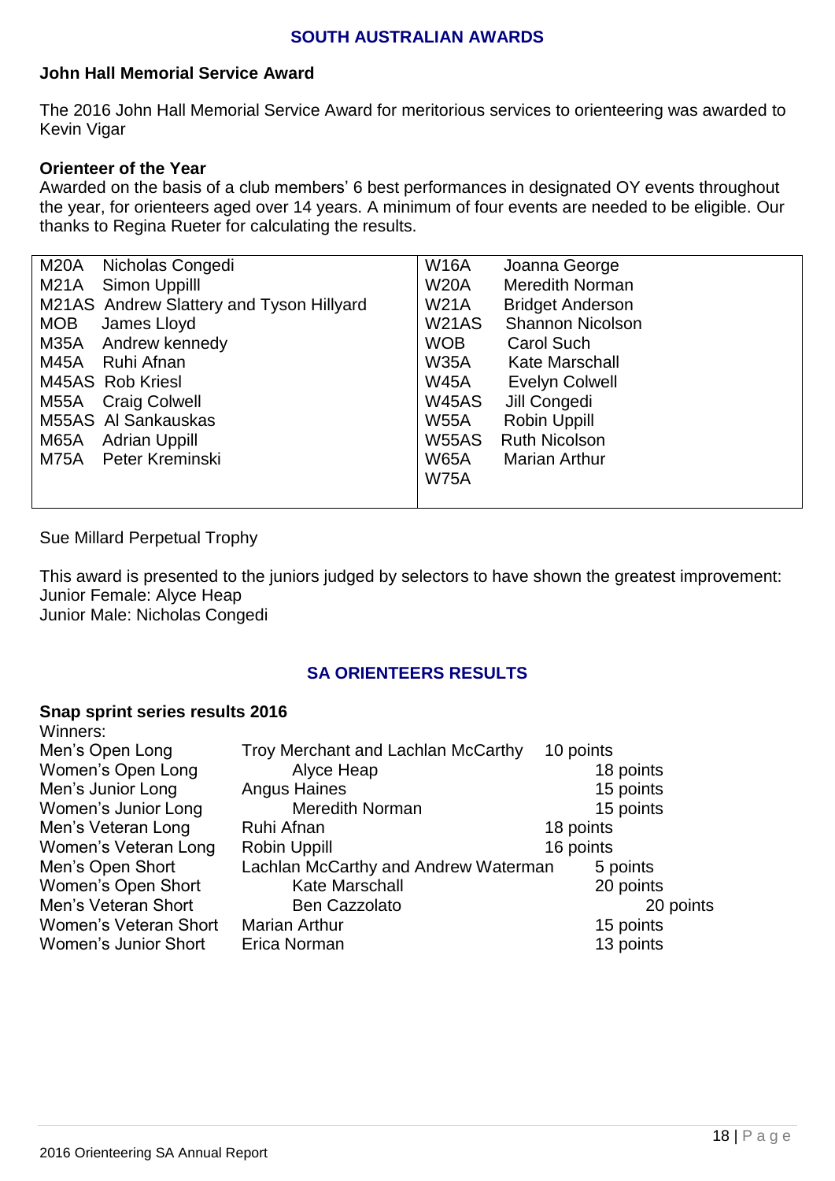## SOUTH AUSTRALIAN AWARDS

**John Hall Memorial Service Award**

The 2016 John Hall Memorial Service Award for meritorious services to orienteering was awarded to Kevin Vigar

**Orienteer of the Year**

Awarded on the basis of a club members' 6 best performances in designated OY events throughout the year, for orienteers aged over 14 years. A minimum of four events are needed to be eligible. Our thanks to Regina Rueter for calculating the results.

| Class | Name | Class | Name |
|---|---|---|---|
| M20A | Nicholas Congedi | W16A | Joanna George |
| M21A | Simon Uppilll | W20A | Meredith Norman |
| M21AS | Andrew Slattery and Tyson Hillyard | W21A | Bridget Anderson |
| MOB | James Lloyd | W21AS | Shannon Nicolson |
| M35A | Andrew kennedy | WOB | Carol Such |
| M45A | Ruhi Afnan | W35A | Kate Marschall |
| M45AS | Rob Kriesl | W45A | Evelyn Colwell |
| M55A | Craig Colwell | W45AS | Jill Congedi |
| M55AS | Al Sankauskas | W55A | Robin Uppill |
| M65A | Adrian Uppill | W55AS | Ruth Nicolson |
| M75A | Peter Kreminski | W65A | Marian Arthur |
| | | W75A | |

Sue Millard Perpetual Trophy

This award is presented to the juniors judged by selectors to have shown the greatest improvement:
Junior Female: Alyce Heap
Junior Male: Nicholas Congedi

## SA ORIENTEERS RESULTS

**Snap sprint series results 2016**

Winners:

| Category | Winner | Points |
|---|---|---|
| Men's Open Long | Troy Merchant and Lachlan McCarthy | 10 points |
| Women's Open Long | Alyce Heap | 18 points |
| Men's Junior Long | Angus Haines | 15 points |
| Women's Junior Long | Meredith Norman | 15 points |
| Men's Veteran Long | Ruhi Afnan | 18 points |
| Women's Veteran Long | Robin Uppill | 16 points |
| Men's Open Short | Lachlan McCarthy and Andrew Waterman | 5 points |
| Women's Open Short | Kate Marschall | 20 points |
| Men's Veteran Short | Ben Cazzolato | 20 points |
| Women's Veteran Short | Marian Arthur | 15 points |
| Women's Junior Short | Erica Norman | 13 points |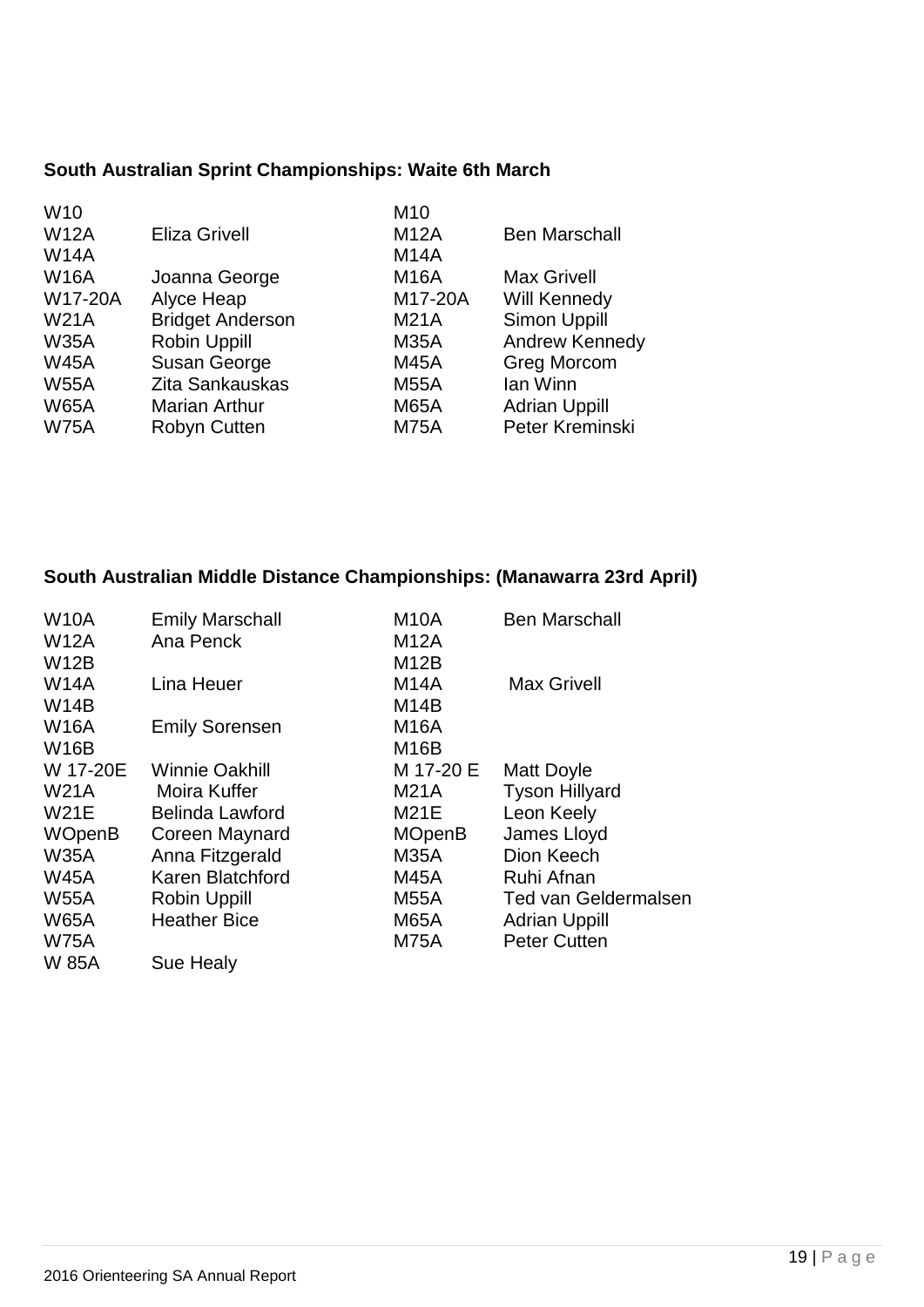### South Australian Sprint Championships: Waite 6th March

| | | | |
|---|---|---|---|
| W10 | | M10 | |
| W12A | Eliza Grivell | M12A | Ben Marschall |
| W14A | | M14A | |
| W16A | Joanna George | M16A | Max Grivell |
| W17-20A | Alyce Heap | M17-20A | Will Kennedy |
| W21A | Bridget Anderson | M21A | Simon Uppill |
| W35A | Robin Uppill | M35A | Andrew Kennedy |
| W45A | Susan George | M45A | Greg Morcom |
| W55A | Zita Sankauskas | M55A | Ian Winn |
| W65A | Marian Arthur | M65A | Adrian Uppill |
| W75A | Robyn Cutten | M75A | Peter Kreminski |

### South Australian Middle Distance Championships: (Manawarra 23rd April)

| | | | |
|---|---|---|---|
| W10A | Emily Marschall | M10A | Ben Marschall |
| W12A | Ana Penck | M12A | |
| W12B | | M12B | |
| W14A | Lina Heuer | M14A | Max Grivell |
| W14B | | M14B | |
| W16A | Emily Sorensen | M16A | |
| W16B | | M16B | |
| W 17-20E | Winnie Oakhill | M 17-20 E | Matt Doyle |
| W21A | Moira Kuffer | M21A | Tyson Hillyard |
| W21E | Belinda Lawford | M21E | Leon Keely |
| WOpenB | Coreen Maynard | MOpenB | James Lloyd |
| W35A | Anna Fitzgerald | M35A | Dion Keech |
| W45A | Karen Blatchford | M45A | Ruhi Afnan |
| W55A | Robin Uppill | M55A | Ted van Geldermalsen |
| W65A | Heather Bice | M65A | Adrian Uppill |
| W75A | | M75A | Peter Cutten |
| W 85A | Sue Healy | | |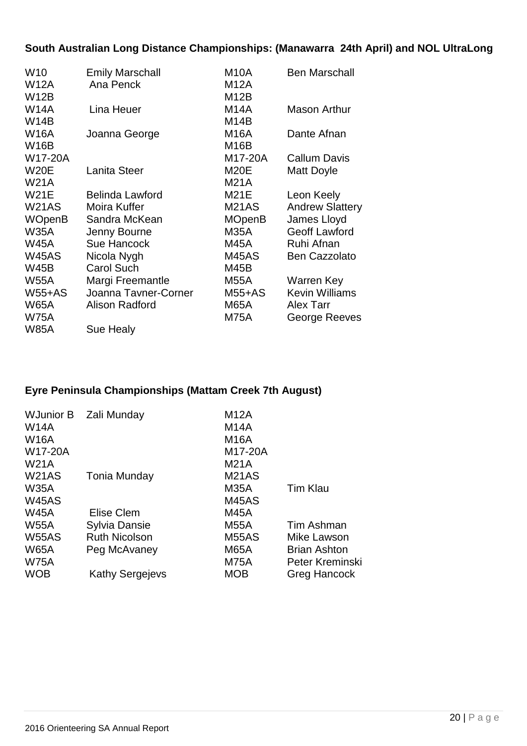**South Australian Long Distance Championships: (Manawarra 24th April) and NOL UltraLong**

| | | | |
|---|---|---|---|
| W10 | Emily Marschall | M10A | Ben Marschall |
| W12A | Ana Penck | M12A | |
| W12B | | M12B | |
| W14A | Lina Heuer | M14A | Mason Arthur |
| W14B | | M14B | |
| W16A | Joanna George | M16A | Dante Afnan |
| W16B | | M16B | |
| W17-20A | | M17-20A | Callum Davis |
| W20E | Lanita Steer | M20E | Matt Doyle |
| W21A | | M21A | |
| W21E | Belinda Lawford | M21E | Leon Keely |
| W21AS | Moira Kuffer | M21AS | Andrew Slattery |
| WOpenB | Sandra McKean | MOpenB | James Lloyd |
| W35A | Jenny Bourne | M35A | Geoff Lawford |
| W45A | Sue Hancock | M45A | Ruhi Afnan |
| W45AS | Nicola Nygh | M45AS | Ben Cazzolato |
| W45B | Carol Such | M45B | |
| W55A | Margi Freemantle | M55A | Warren Key |
| W55+AS | Joanna Tavner-Corner | M55+AS | Kevin Williams |
| W65A | Alison Radford | M65A | Alex Tarr |
| W75A | | M75A | George Reeves |
| W85A | Sue Healy | | |

**Eyre Peninsula Championships (Mattam Creek 7th August)**

| | | | |
|---|---|---|---|
| WJunior B | Zali Munday | M12A | |
| W14A | | M14A | |
| W16A | | M16A | |
| W17-20A | | M17-20A | |
| W21A | | M21A | |
| W21AS | Tonia Munday | M21AS | |
| W35A | | M35A | Tim Klau |
| W45AS | | M45AS | |
| W45A | Elise Clem | M45A | |
| W55A | Sylvia Dansie | M55A | Tim Ashman |
| W55AS | Ruth Nicolson | M55AS | Mike Lawson |
| W65A | Peg McAvaney | M65A | Brian Ashton |
| W75A | | M75A | Peter Kreminski |
| WOB | Kathy Sergejevs | MOB | Greg Hancock |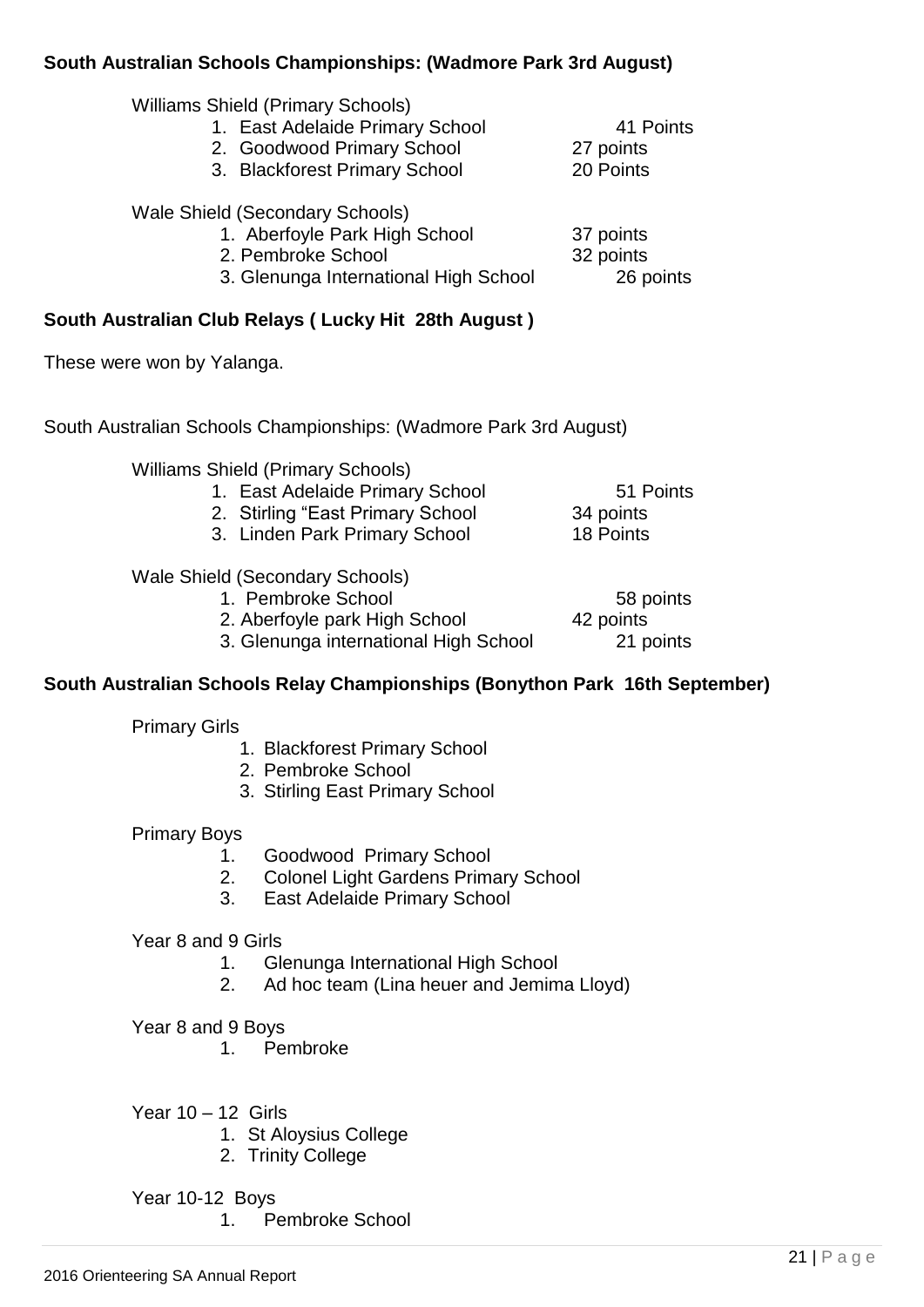**South Australian Schools Championships: (Wadmore Park 3rd August)**

Williams Shield (Primary Schools)

1. East Adelaide Primary School 41 Points
2. Goodwood Primary School 27 points
3. Blackforest Primary School 20 Points

Wale Shield (Secondary Schools)

1. Aberfoyle Park High School 37 points
2. Pembroke School 32 points
3. Glenunga International High School 26 points

**South Australian Club Relays ( Lucky Hit 28th August )**

These were won by Yalanga.

South Australian Schools Championships: (Wadmore Park 3rd August)

Williams Shield (Primary Schools)

1. East Adelaide Primary School 51 Points
2. Stirling "East Primary School 34 points
3. Linden Park Primary School 18 Points

Wale Shield (Secondary Schools)

1. Pembroke School 58 points
2. Aberfoyle park High School 42 points
3. Glenunga international High School 21 points

**South Australian Schools Relay Championships (Bonython Park 16th September)**

Primary Girls

1. Blackforest Primary School
2. Pembroke School
3. Stirling East Primary School

Primary Boys

1. Goodwood Primary School
2. Colonel Light Gardens Primary School
3. East Adelaide Primary School

Year 8 and 9 Girls

1. Glenunga International High School
2. Ad hoc team (Lina heuer and Jemima Lloyd)

Year 8 and 9 Boys

1. Pembroke

Year 10 – 12 Girls

1. St Aloysius College
2. Trinity College

Year 10-12 Boys

1. Pembroke School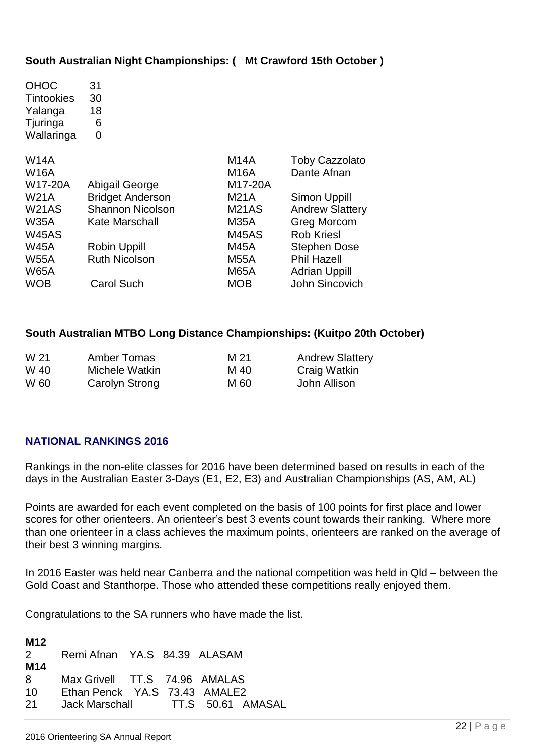**South Australian Night Championships: ( Mt Crawford 15th October )**

| | |
|---|---|
| OHOC | 31 |
| Tintookies | 30 |
| Yalanga | 18 |
| Tjuringa | 6 |
| Wallaringa | 0 |

| | | | |
|---|---|---|---|
| W14A | | M14A | Toby Cazzolato |
| W16A | | M16A | Dante Afnan |
| W17-20A | Abigail George | M17-20A | |
| W21A | Bridget Anderson | M21A | Simon Uppill |
| W21AS | Shannon Nicolson | M21AS | Andrew Slattery |
| W35A | Kate Marschall | M35A | Greg Morcom |
| W45AS | | M45AS | Rob Kriesl |
| W45A | Robin Uppill | M45A | Stephen Dose |
| W55A | Ruth Nicolson | M55A | Phil Hazell |
| W65A | | M65A | Adrian Uppill |
| WOB | Carol Such | MOB | John Sincovich |

**South Australian MTBO Long Distance Championships: (Kuitpo 20th October)**

| | | | |
|---|---|---|---|
| W 21 | Amber Tomas | M 21 | Andrew Slattery |
| W 40 | Michele Watkin | M 40 | Craig Watkin |
| W 60 | Carolyn Strong | M 60 | John Allison |

## NATIONAL RANKINGS 2016

Rankings in the non-elite classes for 2016 have been determined based on results in each of the days in the Australian Easter 3-Days (E1, E2, E3) and Australian Championships (AS, AM, AL)

Points are awarded for each event completed on the basis of 100 points for first place and lower scores for other orienteers. An orienteer's best 3 events count towards their ranking. Where more than one orienteer in a class achieves the maximum points, orienteers are ranked on the average of their best 3 winning margins.

In 2016 Easter was held near Canberra and the national competition was held in Qld – between the Gold Coast and Stanthorpe. Those who attended these competitions really enjoyed them.

Congratulations to the SA runners who have made the list.

**M12**

| | | | | |
|---|---|---|---|---|
| 2 | Remi Afnan | YA.S | 84.39 | ALASAM |

**M14**

| | | | | |
|---|---|---|---|---|
| 8 | Max Grivell | TT.S | 74.96 | AMALAS |
| 10 | Ethan Penck | YA.S | 73.43 | AMALE2 |
| 21 | Jack Marschall | TT.S | 50.61 | AMASAL |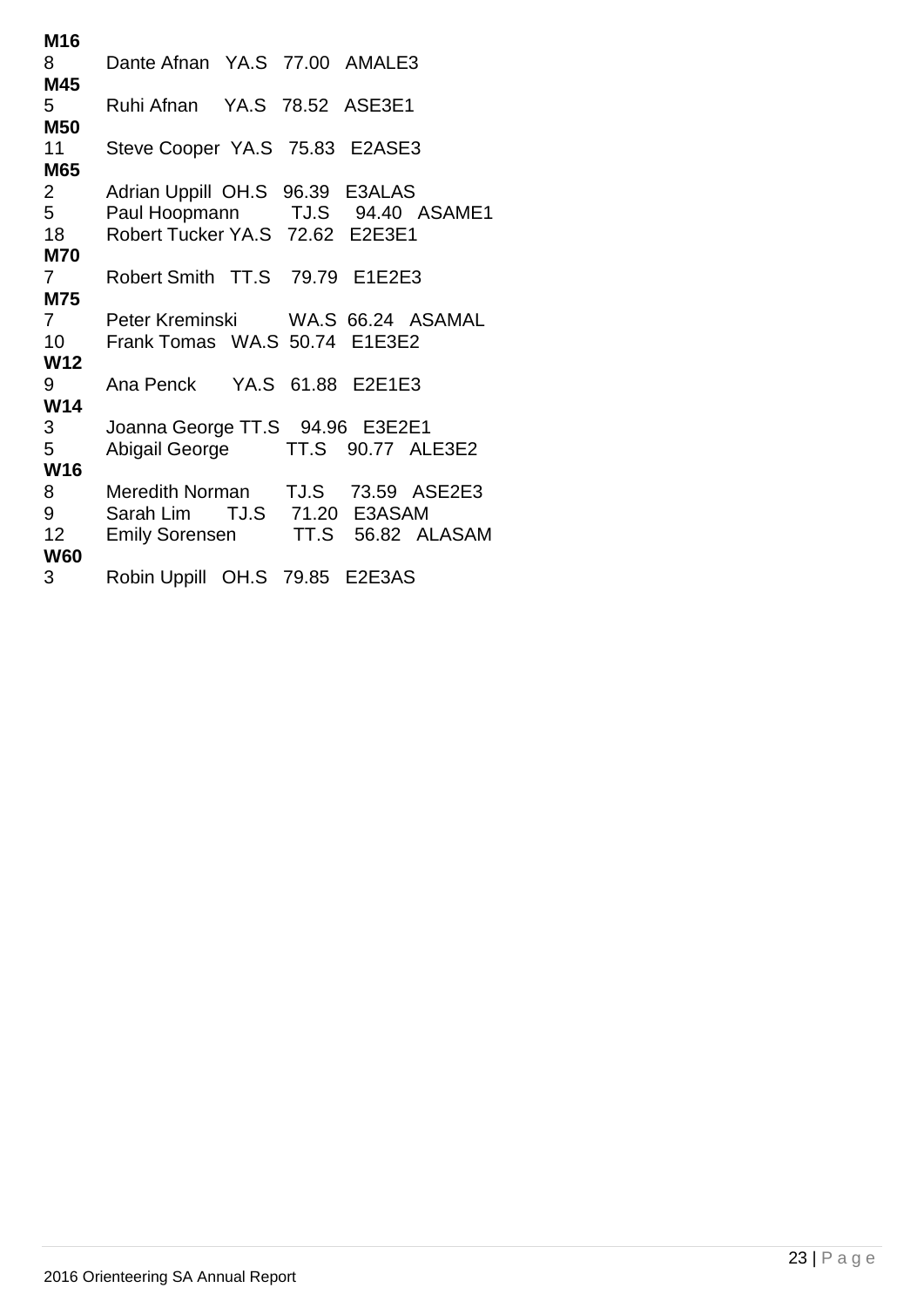**M16**

8 Dante Afnan YA.S 77.00 AMALE3

**M45**

5 Ruhi Afnan YA.S 78.52 ASE3E1

**M50**

11 Steve Cooper YA.S 75.83 E2ASE3

**M65**

2 Adrian Uppill OH.S 96.39 E3ALAS

5 Paul Hoopmann TJ.S 94.40 ASAME1

18 Robert Tucker YA.S 72.62 E2E3E1

**M70**

7 Robert Smith TT.S 79.79 E1E2E3

**M75**

7 Peter Kreminski WA.S 66.24 ASAMAL

10 Frank Tomas WA.S 50.74 E1E3E2

**W12**

9 Ana Penck YA.S 61.88 E2E1E3

**W14**

3 Joanna George TT.S 94.96 E3E2E1

5 Abigail George TT.S 90.77 ALE3E2

**W16**

8 Meredith Norman TJ.S 73.59 ASE2E3

9 Sarah Lim TJ.S 71.20 E3ASAM

12 Emily Sorensen TT.S 56.82 ALASAM

**W60**

3 Robin Uppill OH.S 79.85 E2E3AS